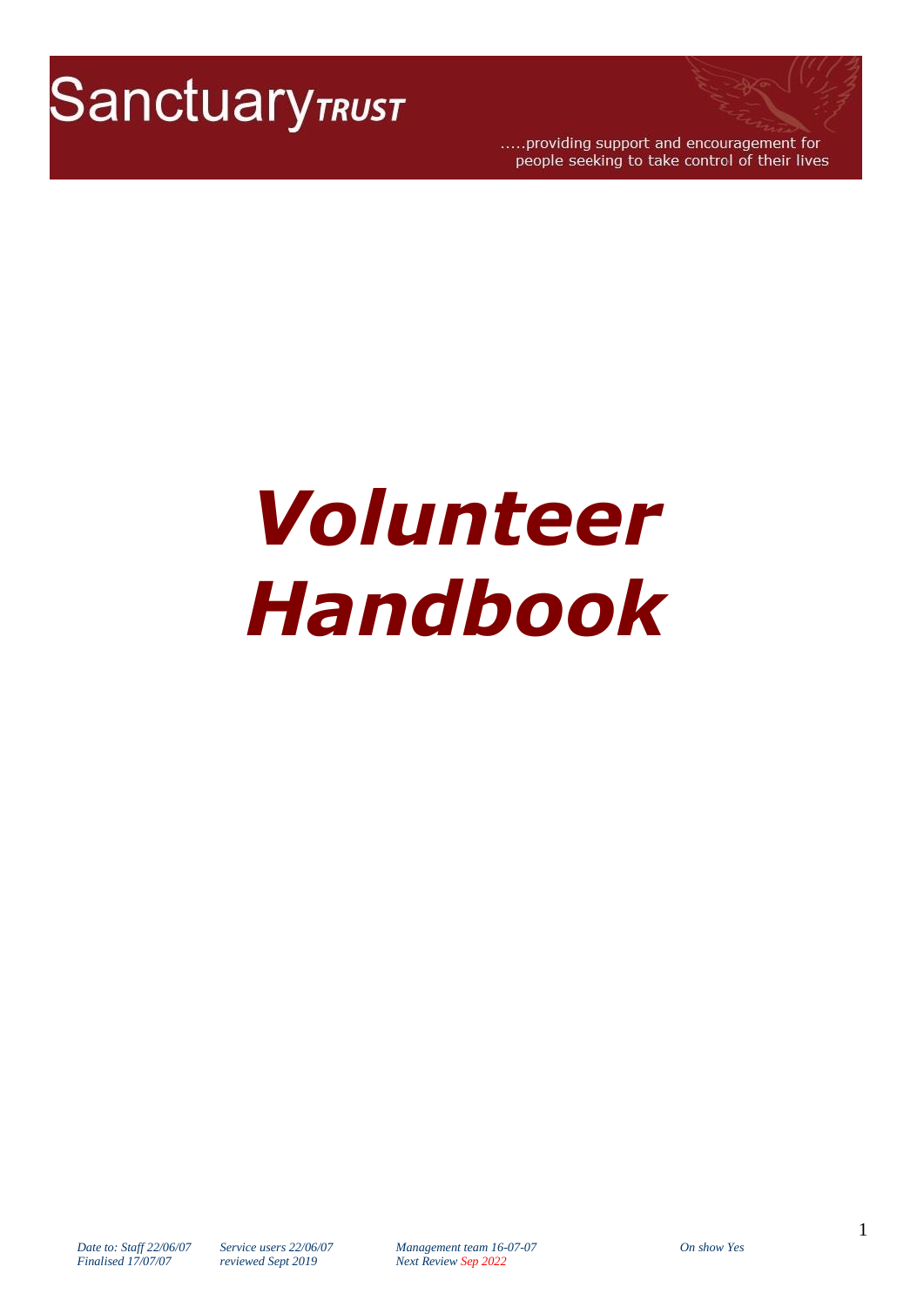Sanctuary *TRUST*

.....providing support and encouragement for people seeking to take control of their lives

# *Volunteer Handbook*

*Date to: Staff 22/06/07* *Service users 22/06/07* *Management team 16-07-07* *On show Yes*
*Finalised 17/07/07* *reviewed Sept 2019* *Next Review Sep 2022*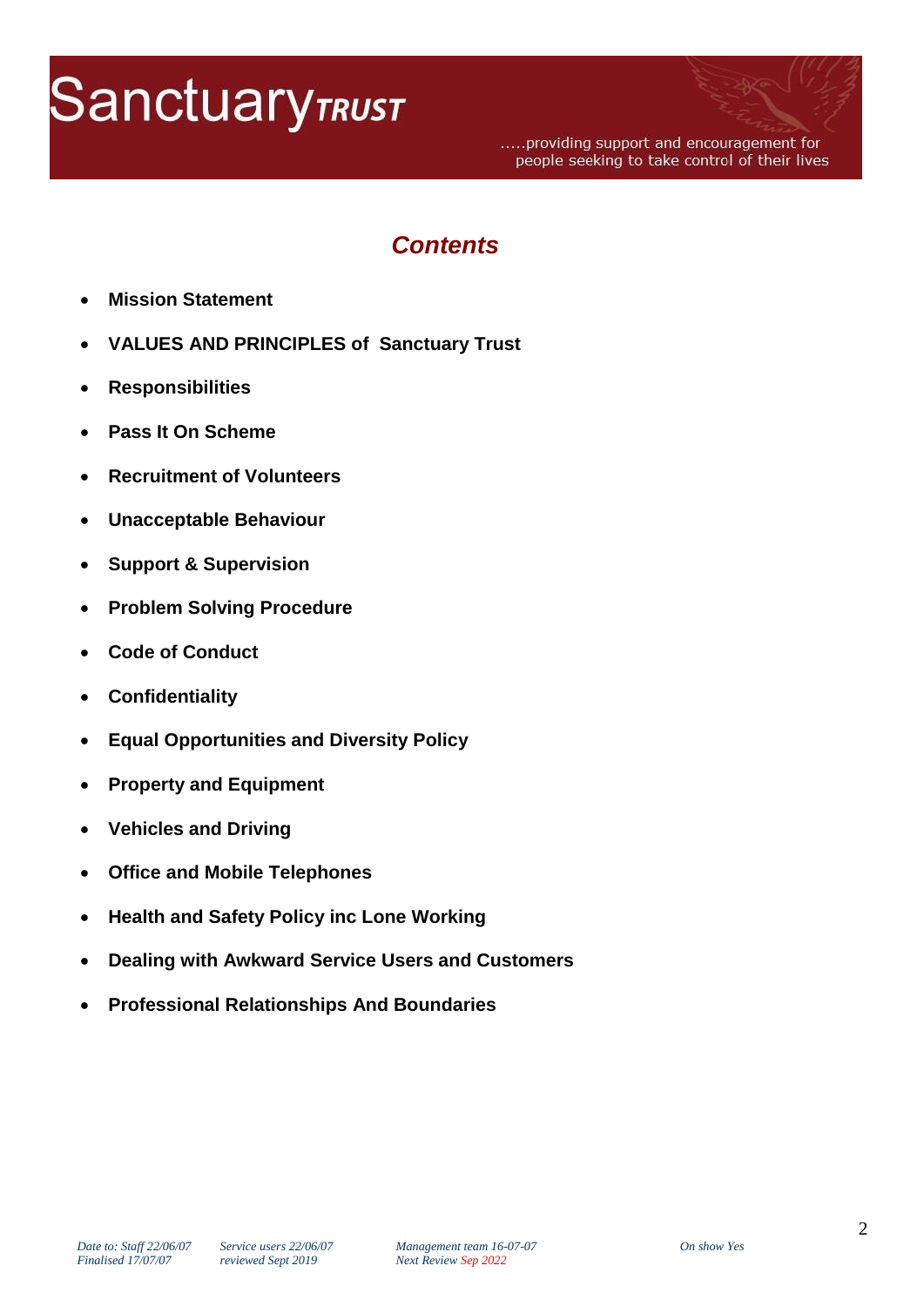## Contents

- **Mission Statement**
- **VALUES AND PRINCIPLES of Sanctuary Trust**
- **Responsibilities**
- **Pass It On Scheme**
- **Recruitment of Volunteers**
- **Unacceptable Behaviour**
- **Support & Supervision**
- **Problem Solving Procedure**
- **Code of Conduct**
- **Confidentiality**
- **Equal Opportunities and Diversity Policy**
- **Property and Equipment**
- **Vehicles and Driving**
- **Office and Mobile Telephones**
- **Health and Safety Policy inc Lone Working**
- **Dealing with Awkward Service Users and Customers**
- **Professional Relationships And Boundaries**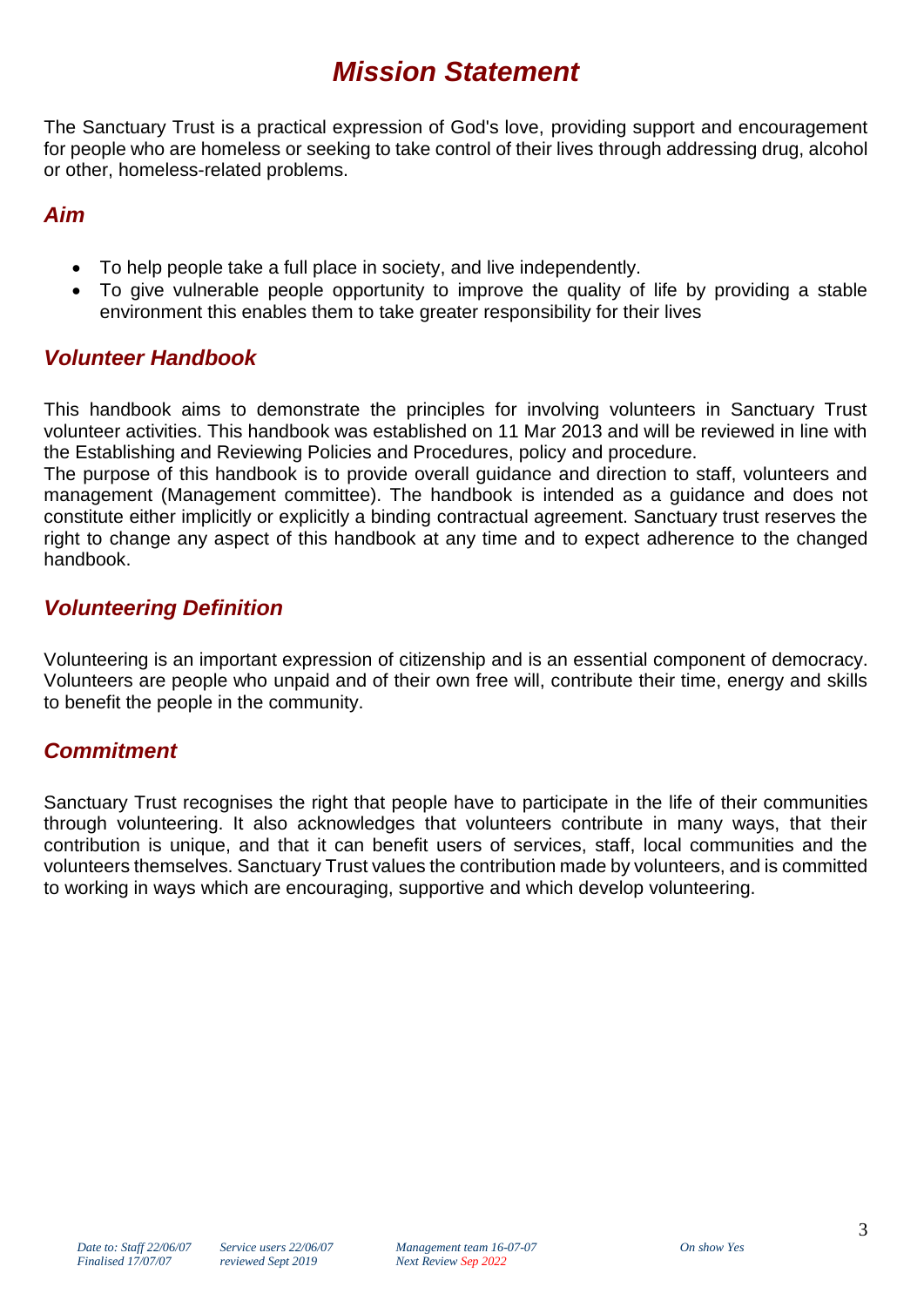# *Mission Statement*

The Sanctuary Trust is a practical expression of God's love, providing support and encouragement for people who are homeless or seeking to take control of their lives through addressing drug, alcohol or other, homeless-related problems.

## *Aim*

- To help people take a full place in society, and live independently.
- To give vulnerable people opportunity to improve the quality of life by providing a stable environment this enables them to take greater responsibility for their lives

## *Volunteer Handbook*

This handbook aims to demonstrate the principles for involving volunteers in Sanctuary Trust volunteer activities. This handbook was established on 11 Mar 2013 and will be reviewed in line with the Establishing and Reviewing Policies and Procedures, policy and procedure.
The purpose of this handbook is to provide overall guidance and direction to staff, volunteers and management (Management committee). The handbook is intended as a guidance and does not constitute either implicitly or explicitly a binding contractual agreement. Sanctuary trust reserves the right to change any aspect of this handbook at any time and to expect adherence to the changed handbook.

## *Volunteering Definition*

Volunteering is an important expression of citizenship and is an essential component of democracy. Volunteers are people who unpaid and of their own free will, contribute their time, energy and skills to benefit the people in the community.

## *Commitment*

Sanctuary Trust recognises the right that people have to participate in the life of their communities through volunteering. It also acknowledges that volunteers contribute in many ways, that their contribution is unique, and that it can benefit users of services, staff, local communities and the volunteers themselves. Sanctuary Trust values the contribution made by volunteers, and is committed to working in ways which are encouraging, supportive and which develop volunteering.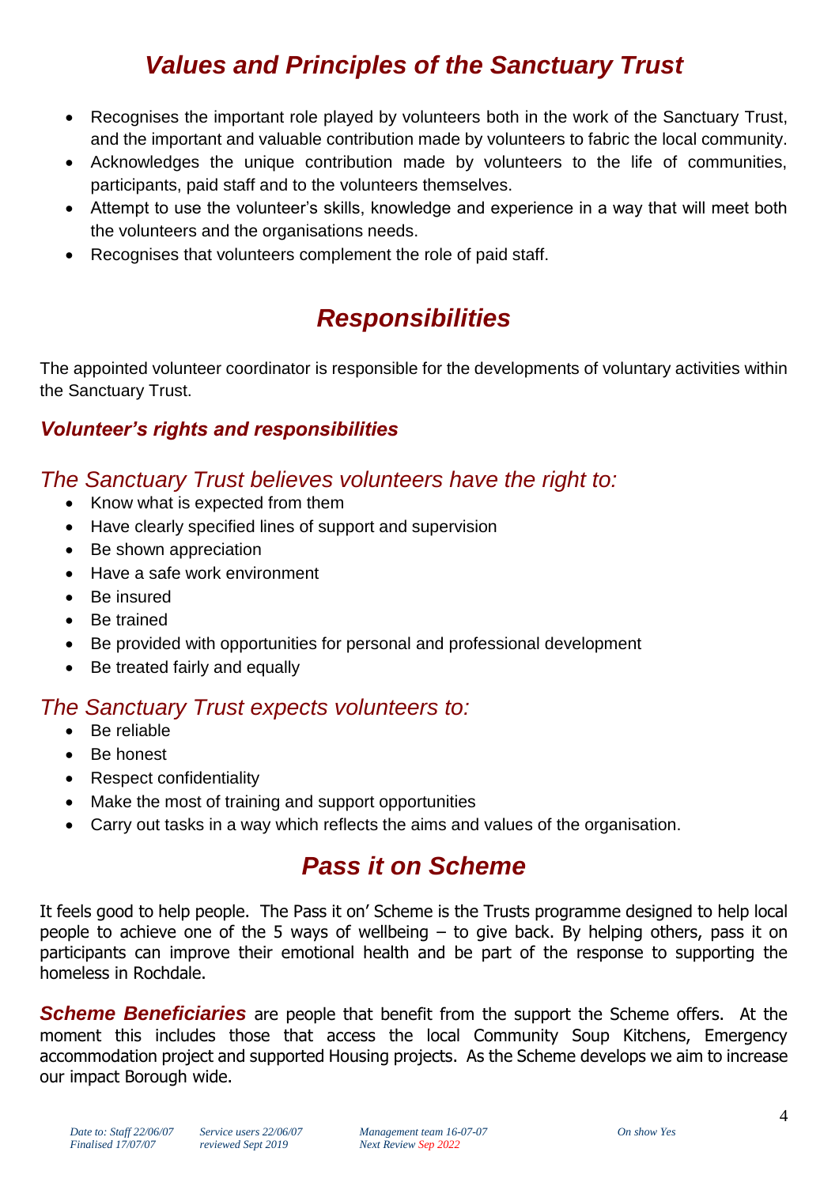# *Values and Principles of the Sanctuary Trust*

- Recognises the important role played by volunteers both in the work of the Sanctuary Trust, and the important and valuable contribution made by volunteers to fabric the local community.
- Acknowledges the unique contribution made by volunteers to the life of communities, participants, paid staff and to the volunteers themselves.
- Attempt to use the volunteer's skills, knowledge and experience in a way that will meet both the volunteers and the organisations needs.
- Recognises that volunteers complement the role of paid staff.

# *Responsibilities*

The appointed volunteer coordinator is responsible for the developments of voluntary activities within the Sanctuary Trust.

### *Volunteer's rights and responsibilities*

## *The Sanctuary Trust believes volunteers have the right to:*

- Know what is expected from them
- Have clearly specified lines of support and supervision
- Be shown appreciation
- Have a safe work environment
- Be insured
- Be trained
- Be provided with opportunities for personal and professional development
- Be treated fairly and equally

## *The Sanctuary Trust expects volunteers to:*

- Be reliable
- Be honest
- Respect confidentiality
- Make the most of training and support opportunities
- Carry out tasks in a way which reflects the aims and values of the organisation.

# *Pass it on Scheme*

It feels good to help people. The Pass it on' Scheme is the Trusts programme designed to help local people to achieve one of the 5 ways of wellbeing – to give back. By helping others, pass it on participants can improve their emotional health and be part of the response to supporting the homeless in Rochdale.

***Scheme Beneficiaries*** are people that benefit from the support the Scheme offers. At the moment this includes those that access the local Community Soup Kitchens, Emergency accommodation project and supported Housing projects. As the Scheme develops we aim to increase our impact Borough wide.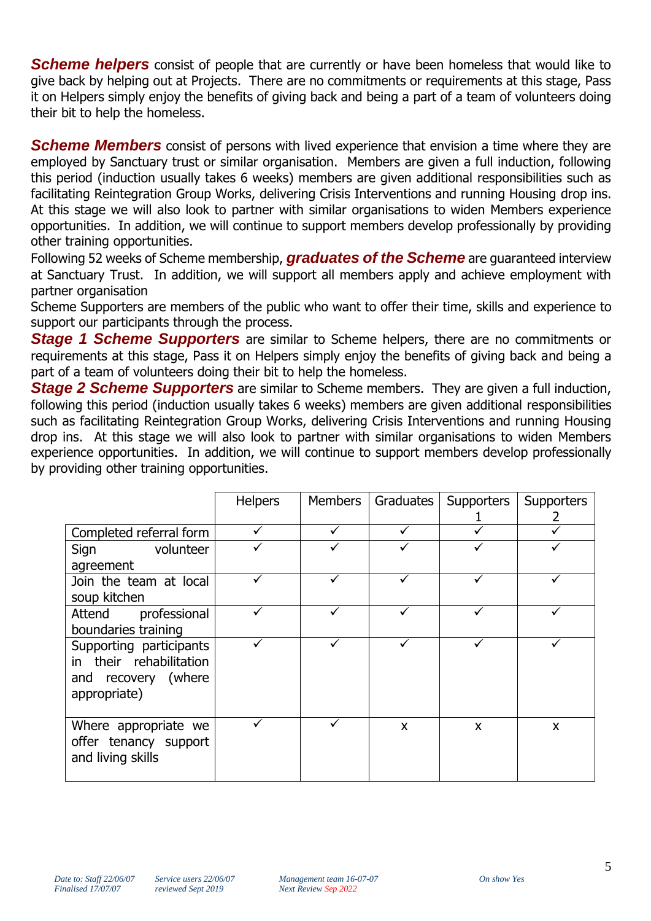***Scheme helpers*** consist of people that are currently or have been homeless that would like to give back by helping out at Projects. There are no commitments or requirements at this stage, Pass it on Helpers simply enjoy the benefits of giving back and being a part of a team of volunteers doing their bit to help the homeless.

***Scheme Members*** consist of persons with lived experience that envision a time where they are employed by Sanctuary trust or similar organisation. Members are given a full induction, following this period (induction usually takes 6 weeks) members are given additional responsibilities such as facilitating Reintegration Group Works, delivering Crisis Interventions and running Housing drop ins. At this stage we will also look to partner with similar organisations to widen Members experience opportunities. In addition, we will continue to support members develop professionally by providing other training opportunities.

Following 52 weeks of Scheme membership, ***graduates of the Scheme*** are guaranteed interview at Sanctuary Trust. In addition, we will support all members apply and achieve employment with partner organisation

Scheme Supporters are members of the public who want to offer their time, skills and experience to support our participants through the process.

***Stage 1 Scheme Supporters*** are similar to Scheme helpers, there are no commitments or requirements at this stage, Pass it on Helpers simply enjoy the benefits of giving back and being a part of a team of volunteers doing their bit to help the homeless.

***Stage 2 Scheme Supporters*** are similar to Scheme members. They are given a full induction, following this period (induction usually takes 6 weeks) members are given additional responsibilities such as facilitating Reintegration Group Works, delivering Crisis Interventions and running Housing drop ins. At this stage we will also look to partner with similar organisations to widen Members experience opportunities. In addition, we will continue to support members develop professionally by providing other training opportunities.

| | Helpers | Members | Graduates | Supporters 1 | Supporters 2 |
|---|---|---|---|---|---|
| Completed referral form | ✓ | ✓ | ✓ | ✓ | ✓ |
| Sign volunteer agreement | ✓ | ✓ | ✓ | ✓ | ✓ |
| Join the team at local soup kitchen | ✓ | ✓ | ✓ | ✓ | ✓ |
| Attend professional boundaries training | ✓ | ✓ | ✓ | ✓ | ✓ |
| Supporting participants in their rehabilitation and recovery (where appropriate) | ✓ | ✓ | ✓ | ✓ | ✓ |
| Where appropriate we offer tenancy support and living skills | ✓ | ✓ | x | x | x |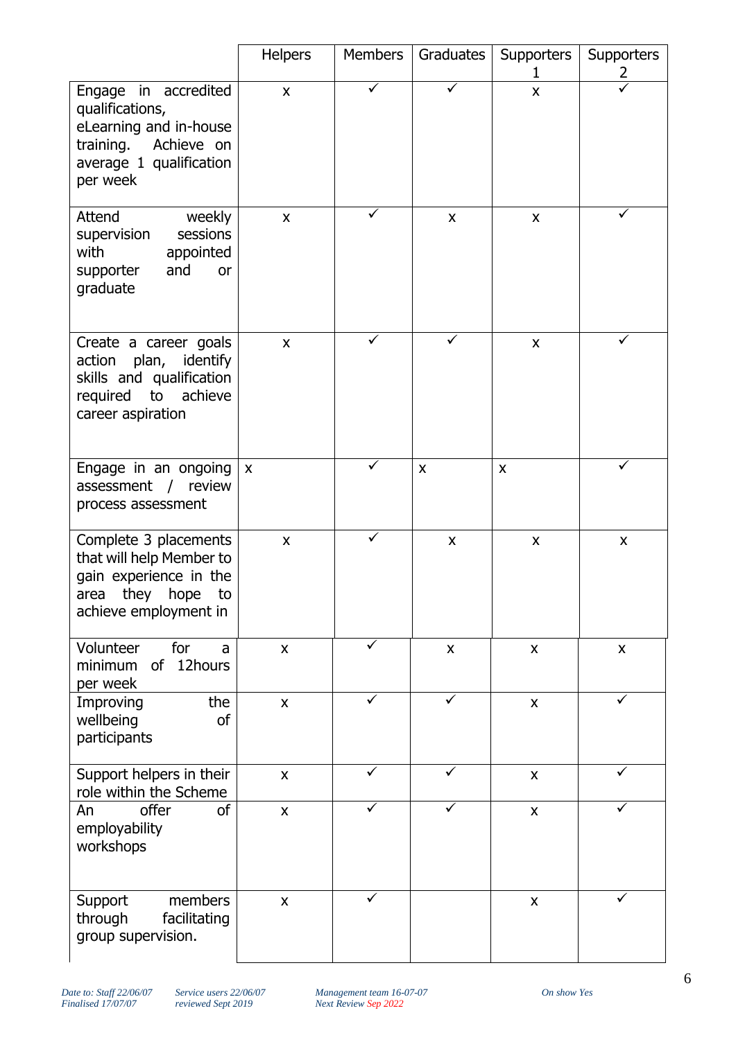| | Helpers | Members | Graduates | Supporters 1 | Supporters 2 |
|---|---|---|---|---|---|
| Engage in accredited qualifications, eLearning and in-house training. Achieve on average 1 qualification per week | x | ✓ | ✓ | x | ✓ |
| Attend weekly supervision sessions with appointed supporter and or graduate | x | ✓ | x | x | ✓ |
| Create a career goals action plan, identify skills and qualification required to achieve career aspiration | x | ✓ | ✓ | x | ✓ |
| Engage in an ongoing assessment / review process assessment | x | ✓ | x | x | ✓ |
| Complete 3 placements that will help Member to gain experience in the area they hope to achieve employment in | x | ✓ | x | x | x |
| Volunteer for a minimum of 12hours per week | x | ✓ | x | x | x |
| Improving the wellbeing of participants | x | ✓ | ✓ | x | ✓ |
| Support helpers in their role within the Scheme | x | ✓ | ✓ | x | ✓ |
| An offer of employability workshops | x | ✓ | ✓ | x | ✓ |
| Support members through facilitating group supervision. | x | ✓ | | x | ✓ |

*Date to: Staff 22/06/07* *Service users 22/06/07* *Management team 16-07-07* *On show Yes*
*Finalised 17/07/07* *reviewed Sept 2019* *Next Review Sep 2022*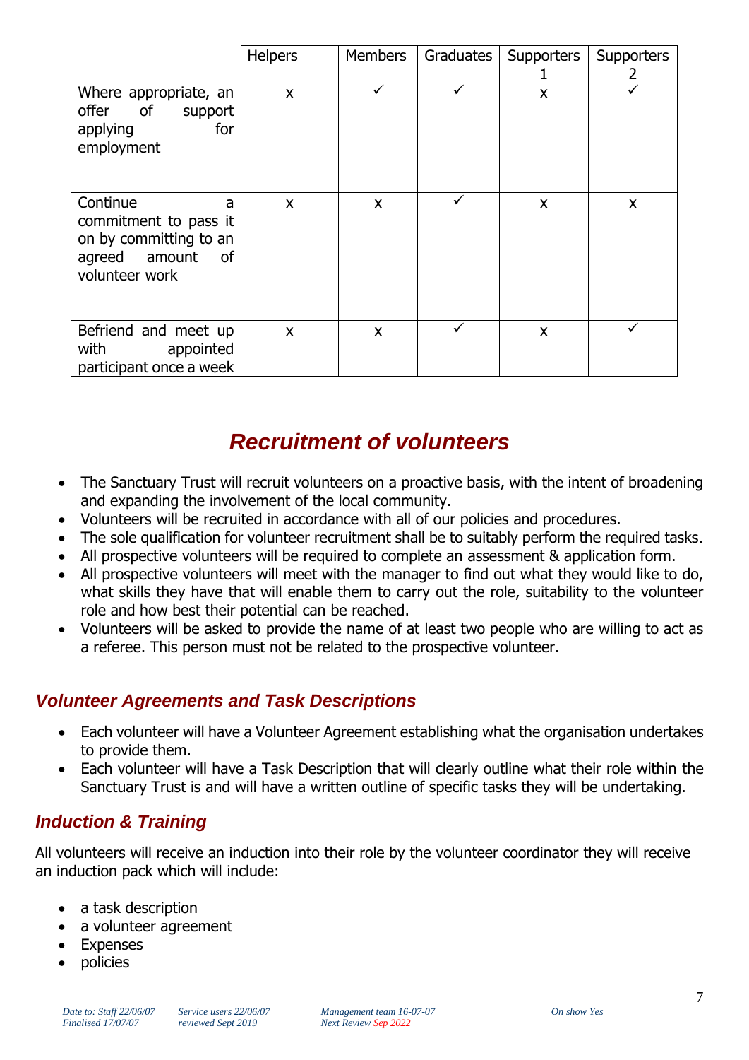| | Helpers | Members | Graduates | Supporters 1 | Supporters 2 |
|---|---|---|---|---|---|
| Where appropriate, an offer of support applying for employment | x | ✓ | ✓ | x | ✓ |
| Continue a commitment to pass it on by committing to an agreed amount of volunteer work | x | x | ✓ | x | x |
| Befriend and meet up with appointed participant once a week | x | x | ✓ | x | ✓ |

# *Recruitment of volunteers*

- The Sanctuary Trust will recruit volunteers on a proactive basis, with the intent of broadening and expanding the involvement of the local community.
- Volunteers will be recruited in accordance with all of our policies and procedures.
- The sole qualification for volunteer recruitment shall be to suitably perform the required tasks.
- All prospective volunteers will be required to complete an assessment & application form.
- All prospective volunteers will meet with the manager to find out what they would like to do, what skills they have that will enable them to carry out the role, suitability to the volunteer role and how best their potential can be reached.
- Volunteers will be asked to provide the name of at least two people who are willing to act as a referee. This person must not be related to the prospective volunteer.

## *Volunteer Agreements and Task Descriptions*

- Each volunteer will have a Volunteer Agreement establishing what the organisation undertakes to provide them.
- Each volunteer will have a Task Description that will clearly outline what their role within the Sanctuary Trust is and will have a written outline of specific tasks they will be undertaking.

## *Induction & Training*

All volunteers will receive an induction into their role by the volunteer coordinator they will receive an induction pack which will include:

- a task description
- a volunteer agreement
- Expenses
- policies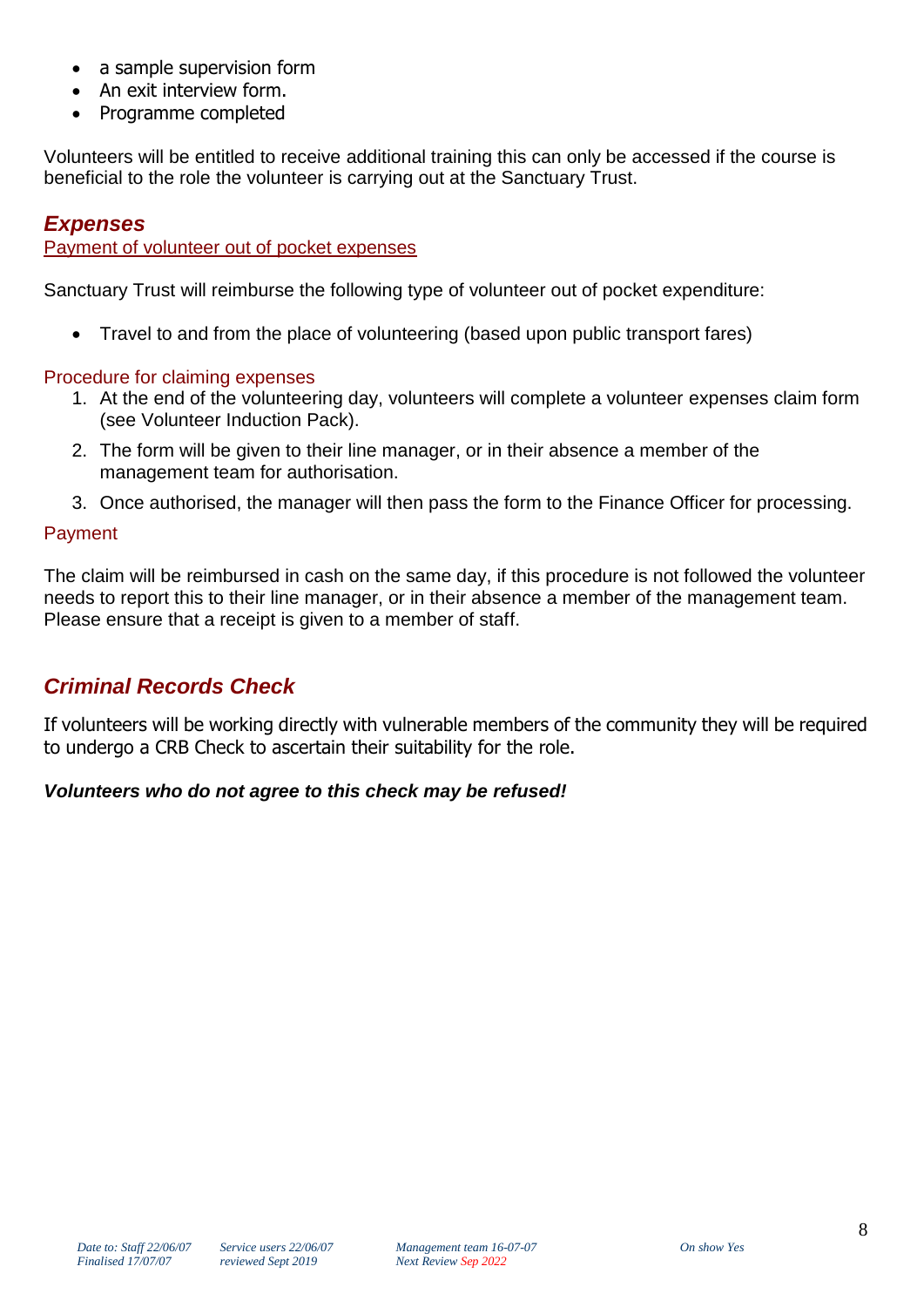- a sample supervision form
- An exit interview form.
- Programme completed

Volunteers will be entitled to receive additional training this can only be accessed if the course is beneficial to the role the volunteer is carrying out at the Sanctuary Trust.

## ***Expenses***

Payment of volunteer out of pocket expenses

Sanctuary Trust will reimburse the following type of volunteer out of pocket expenditure:

- Travel to and from the place of volunteering (based upon public transport fares)

### Procedure for claiming expenses

1. At the end of the volunteering day, volunteers will complete a volunteer expenses claim form (see Volunteer Induction Pack).
2. The form will be given to their line manager, or in their absence a member of the management team for authorisation.
3. Once authorised, the manager will then pass the form to the Finance Officer for processing.

### Payment

The claim will be reimbursed in cash on the same day, if this procedure is not followed the volunteer needs to report this to their line manager, or in their absence a member of the management team. Please ensure that a receipt is given to a member of staff.

## ***Criminal Records Check***

If volunteers will be working directly with vulnerable members of the community they will be required to undergo a CRB Check to ascertain their suitability for the role.

***Volunteers who do not agree to this check may be refused!***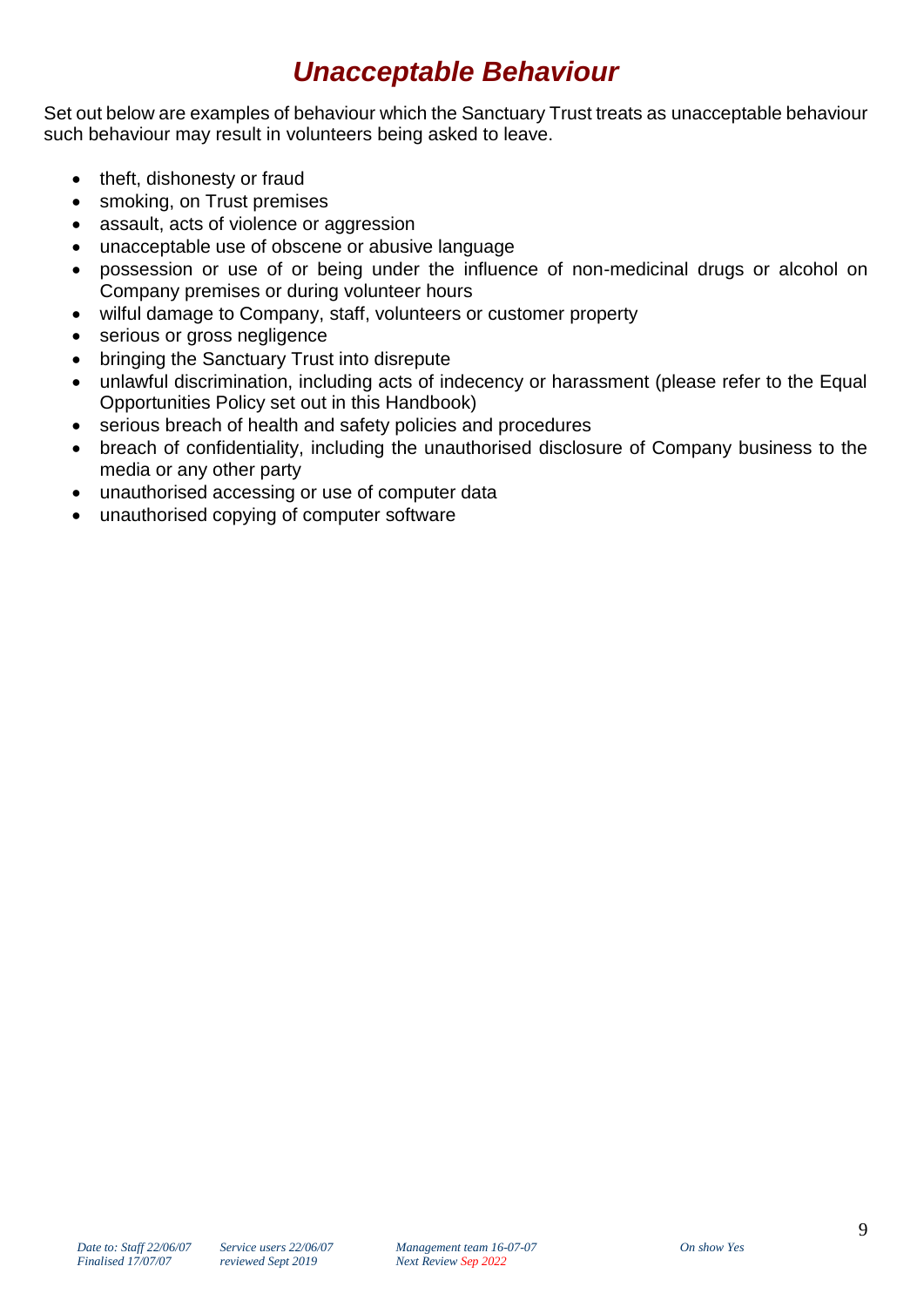# *Unacceptable Behaviour*

Set out below are examples of behaviour which the Sanctuary Trust treats as unacceptable behaviour such behaviour may result in volunteers being asked to leave.

- theft, dishonesty or fraud
- smoking, on Trust premises
- assault, acts of violence or aggression
- unacceptable use of obscene or abusive language
- possession or use of or being under the influence of non-medicinal drugs or alcohol on Company premises or during volunteer hours
- wilful damage to Company, staff, volunteers or customer property
- serious or gross negligence
- bringing the Sanctuary Trust into disrepute
- unlawful discrimination, including acts of indecency or harassment (please refer to the Equal Opportunities Policy set out in this Handbook)
- serious breach of health and safety policies and procedures
- breach of confidentiality, including the unauthorised disclosure of Company business to the media or any other party
- unauthorised accessing or use of computer data
- unauthorised copying of computer software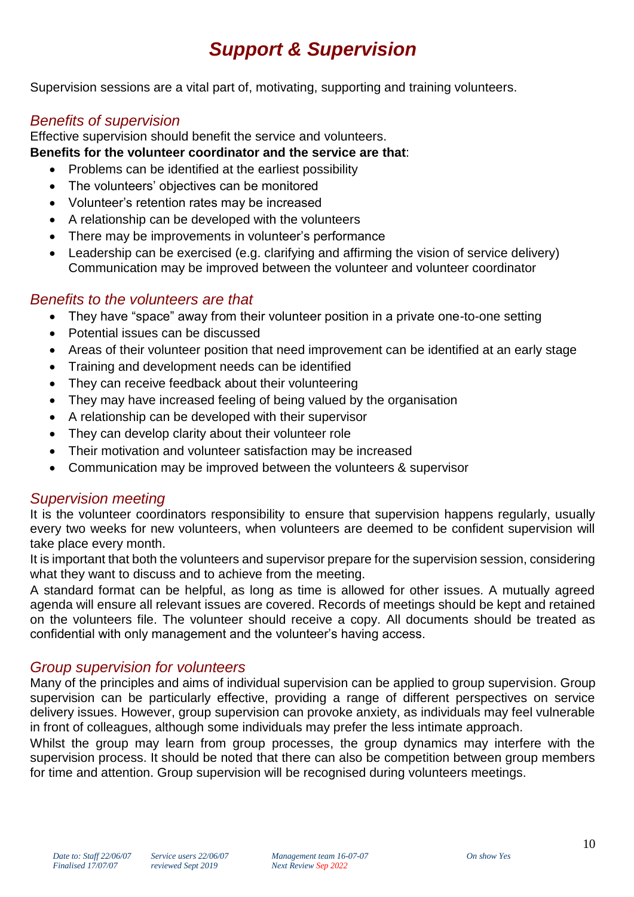# *Support & Supervision*

Supervision sessions are a vital part of, motivating, supporting and training volunteers.

## *Benefits of supervision*

Effective supervision should benefit the service and volunteers.

**Benefits for the volunteer coordinator and the service are that**:

- Problems can be identified at the earliest possibility
- The volunteers' objectives can be monitored
- Volunteer's retention rates may be increased
- A relationship can be developed with the volunteers
- There may be improvements in volunteer's performance
- Leadership can be exercised (e.g. clarifying and affirming the vision of service delivery) Communication may be improved between the volunteer and volunteer coordinator

## *Benefits to the volunteers are that*

- They have "space" away from their volunteer position in a private one-to-one setting
- Potential issues can be discussed
- Areas of their volunteer position that need improvement can be identified at an early stage
- Training and development needs can be identified
- They can receive feedback about their volunteering
- They may have increased feeling of being valued by the organisation
- A relationship can be developed with their supervisor
- They can develop clarity about their volunteer role
- Their motivation and volunteer satisfaction may be increased
- Communication may be improved between the volunteers & supervisor

## *Supervision meeting*

It is the volunteer coordinators responsibility to ensure that supervision happens regularly, usually every two weeks for new volunteers, when volunteers are deemed to be confident supervision will take place every month.

It is important that both the volunteers and supervisor prepare for the supervision session, considering what they want to discuss and to achieve from the meeting.

A standard format can be helpful, as long as time is allowed for other issues. A mutually agreed agenda will ensure all relevant issues are covered. Records of meetings should be kept and retained on the volunteers file. The volunteer should receive a copy. All documents should be treated as confidential with only management and the volunteer's having access.

## *Group supervision for volunteers*

Many of the principles and aims of individual supervision can be applied to group supervision. Group supervision can be particularly effective, providing a range of different perspectives on service delivery issues. However, group supervision can provoke anxiety, as individuals may feel vulnerable in front of colleagues, although some individuals may prefer the less intimate approach.

Whilst the group may learn from group processes, the group dynamics may interfere with the supervision process. It should be noted that there can also be competition between group members for time and attention. Group supervision will be recognised during volunteers meetings.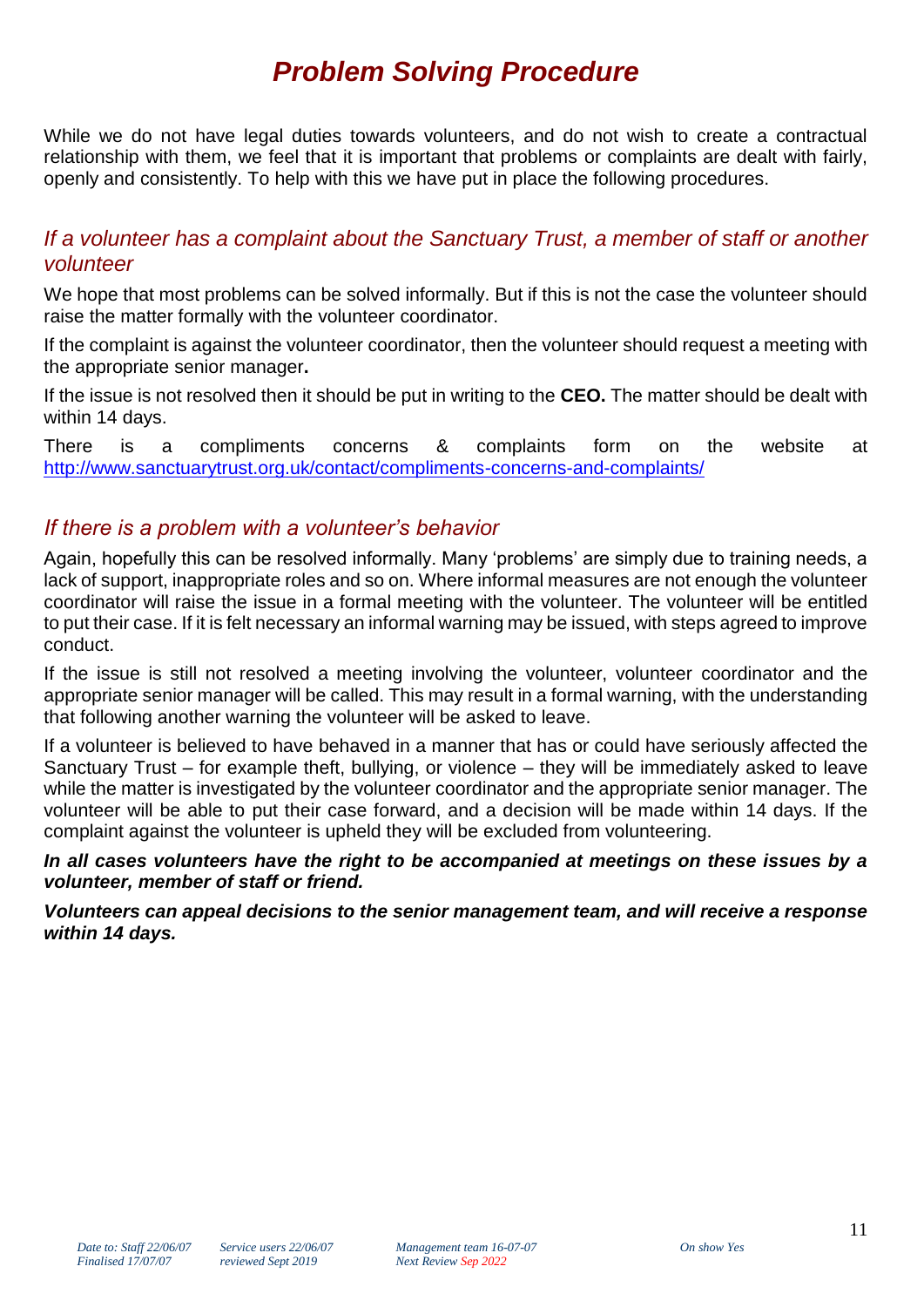# *Problem Solving Procedure*

While we do not have legal duties towards volunteers, and do not wish to create a contractual relationship with them, we feel that it is important that problems or complaints are dealt with fairly, openly and consistently. To help with this we have put in place the following procedures.

## *If a volunteer has a complaint about the Sanctuary Trust, a member of staff or another volunteer*

We hope that most problems can be solved informally. But if this is not the case the volunteer should raise the matter formally with the volunteer coordinator.

If the complaint is against the volunteer coordinator, then the volunteer should request a meeting with the appropriate senior manager**.**

If the issue is not resolved then it should be put in writing to the **CEO.** The matter should be dealt with within 14 days.

There is a compliments concerns & complaints form on the website at http://www.sanctuarytrust.org.uk/contact/compliments-concerns-and-complaints/

## *If there is a problem with a volunteer's behavior*

Again, hopefully this can be resolved informally. Many 'problems' are simply due to training needs, a lack of support, inappropriate roles and so on. Where informal measures are not enough the volunteer coordinator will raise the issue in a formal meeting with the volunteer. The volunteer will be entitled to put their case. If it is felt necessary an informal warning may be issued, with steps agreed to improve conduct.

If the issue is still not resolved a meeting involving the volunteer, volunteer coordinator and the appropriate senior manager will be called. This may result in a formal warning, with the understanding that following another warning the volunteer will be asked to leave.

If a volunteer is believed to have behaved in a manner that has or could have seriously affected the Sanctuary Trust – for example theft, bullying, or violence – they will be immediately asked to leave while the matter is investigated by the volunteer coordinator and the appropriate senior manager. The volunteer will be able to put their case forward, and a decision will be made within 14 days. If the complaint against the volunteer is upheld they will be excluded from volunteering.

***In all cases volunteers have the right to be accompanied at meetings on these issues by a volunteer, member of staff or friend.***

***Volunteers can appeal decisions to the senior management team, and will receive a response within 14 days.***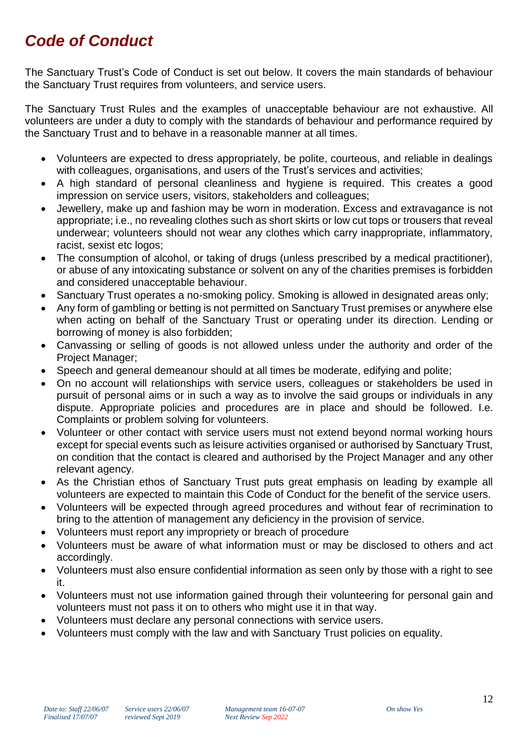# *Code of Conduct*

The Sanctuary Trust's Code of Conduct is set out below. It covers the main standards of behaviour the Sanctuary Trust requires from volunteers, and service users.

The Sanctuary Trust Rules and the examples of unacceptable behaviour are not exhaustive. All volunteers are under a duty to comply with the standards of behaviour and performance required by the Sanctuary Trust and to behave in a reasonable manner at all times.

- Volunteers are expected to dress appropriately, be polite, courteous, and reliable in dealings with colleagues, organisations, and users of the Trust's services and activities;
- A high standard of personal cleanliness and hygiene is required. This creates a good impression on service users, visitors, stakeholders and colleagues;
- Jewellery, make up and fashion may be worn in moderation. Excess and extravagance is not appropriate; i.e., no revealing clothes such as short skirts or low cut tops or trousers that reveal underwear; volunteers should not wear any clothes which carry inappropriate, inflammatory, racist, sexist etc logos;
- The consumption of alcohol, or taking of drugs (unless prescribed by a medical practitioner), or abuse of any intoxicating substance or solvent on any of the charities premises is forbidden and considered unacceptable behaviour.
- Sanctuary Trust operates a no-smoking policy. Smoking is allowed in designated areas only;
- Any form of gambling or betting is not permitted on Sanctuary Trust premises or anywhere else when acting on behalf of the Sanctuary Trust or operating under its direction. Lending or borrowing of money is also forbidden;
- Canvassing or selling of goods is not allowed unless under the authority and order of the Project Manager;
- Speech and general demeanour should at all times be moderate, edifying and polite;
- On no account will relationships with service users, colleagues or stakeholders be used in pursuit of personal aims or in such a way as to involve the said groups or individuals in any dispute. Appropriate policies and procedures are in place and should be followed. I.e. Complaints or problem solving for volunteers.
- Volunteer or other contact with service users must not extend beyond normal working hours except for special events such as leisure activities organised or authorised by Sanctuary Trust, on condition that the contact is cleared and authorised by the Project Manager and any other relevant agency.
- As the Christian ethos of Sanctuary Trust puts great emphasis on leading by example all volunteers are expected to maintain this Code of Conduct for the benefit of the service users.
- Volunteers will be expected through agreed procedures and without fear of recrimination to bring to the attention of management any deficiency in the provision of service.
- Volunteers must report any impropriety or breach of procedure
- Volunteers must be aware of what information must or may be disclosed to others and act accordingly.
- Volunteers must also ensure confidential information as seen only by those with a right to see it.
- Volunteers must not use information gained through their volunteering for personal gain and volunteers must not pass it on to others who might use it in that way.
- Volunteers must declare any personal connections with service users.
- Volunteers must comply with the law and with Sanctuary Trust policies on equality.

*Date to: Staff 22/06/07 Finalised 17/07/07* *Service users 22/06/07 reviewed Sept 2019* *Management team 16-07-07 Next Review Sep 2022* *On show Yes*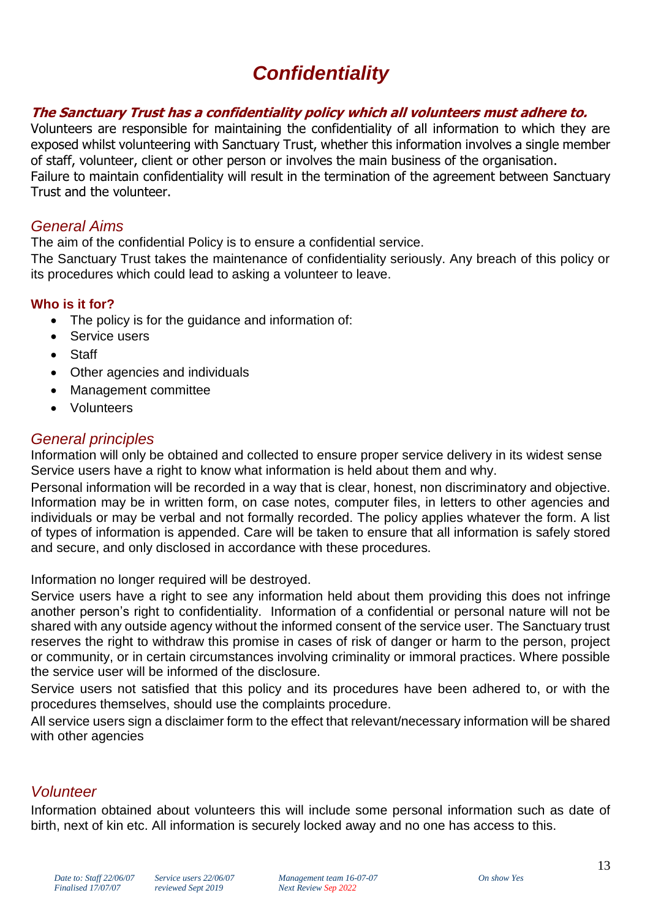# Confidentiality

***The Sanctuary Trust has a confidentiality policy which all volunteers must adhere to.***

Volunteers are responsible for maintaining the confidentiality of all information to which they are exposed whilst volunteering with Sanctuary Trust, whether this information involves a single member of staff, volunteer, client or other person or involves the main business of the organisation.
Failure to maintain confidentiality will result in the termination of the agreement between Sanctuary Trust and the volunteer.

## *General Aims*

The aim of the confidential Policy is to ensure a confidential service.
The Sanctuary Trust takes the maintenance of confidentiality seriously. Any breach of this policy or its procedures which could lead to asking a volunteer to leave.

### Who is it for?

- The policy is for the guidance and information of:
- Service users
- Staff
- Other agencies and individuals
- Management committee
- Volunteers

## *General principles*

Information will only be obtained and collected to ensure proper service delivery in its widest sense Service users have a right to know what information is held about them and why.
Personal information will be recorded in a way that is clear, honest, non discriminatory and objective. Information may be in written form, on case notes, computer files, in letters to other agencies and individuals or may be verbal and not formally recorded. The policy applies whatever the form. A list of types of information is appended. Care will be taken to ensure that all information is safely stored and secure, and only disclosed in accordance with these procedures.

Information no longer required will be destroyed.
Service users have a right to see any information held about them providing this does not infringe another person's right to confidentiality. Information of a confidential or personal nature will not be shared with any outside agency without the informed consent of the service user. The Sanctuary trust reserves the right to withdraw this promise in cases of risk of danger or harm to the person, project or community, or in certain circumstances involving criminality or immoral practices. Where possible the service user will be informed of the disclosure.
Service users not satisfied that this policy and its procedures have been adhered to, or with the procedures themselves, should use the complaints procedure.
All service users sign a disclaimer form to the effect that relevant/necessary information will be shared with other agencies

## *Volunteer*

Information obtained about volunteers this will include some personal information such as date of birth, next of kin etc. All information is securely locked away and no one has access to this.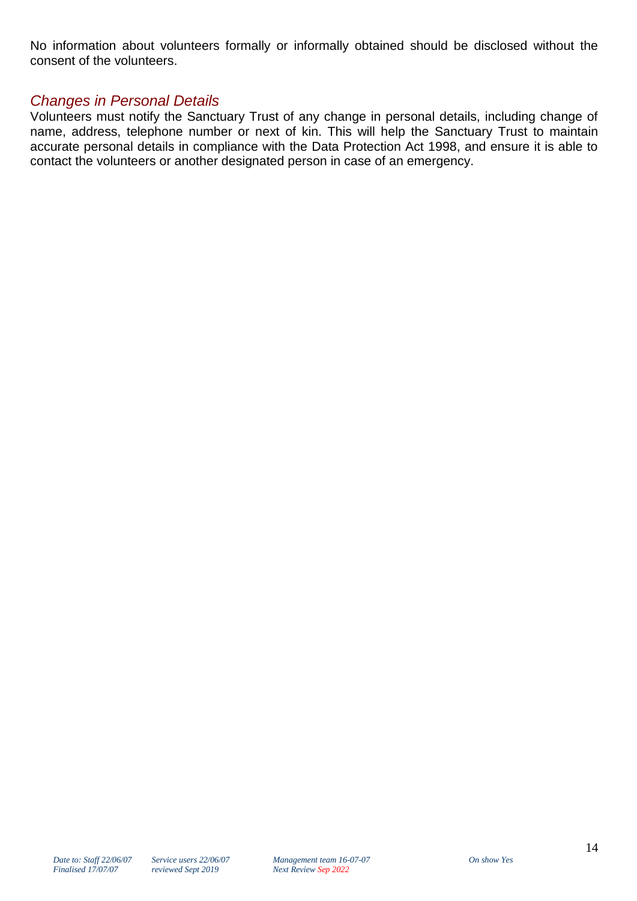No information about volunteers formally or informally obtained should be disclosed without the consent of the volunteers.

### *Changes in Personal Details*

Volunteers must notify the Sanctuary Trust of any change in personal details, including change of name, address, telephone number or next of kin. This will help the Sanctuary Trust to maintain accurate personal details in compliance with the Data Protection Act 1998, and ensure it is able to contact the volunteers or another designated person in case of an emergency.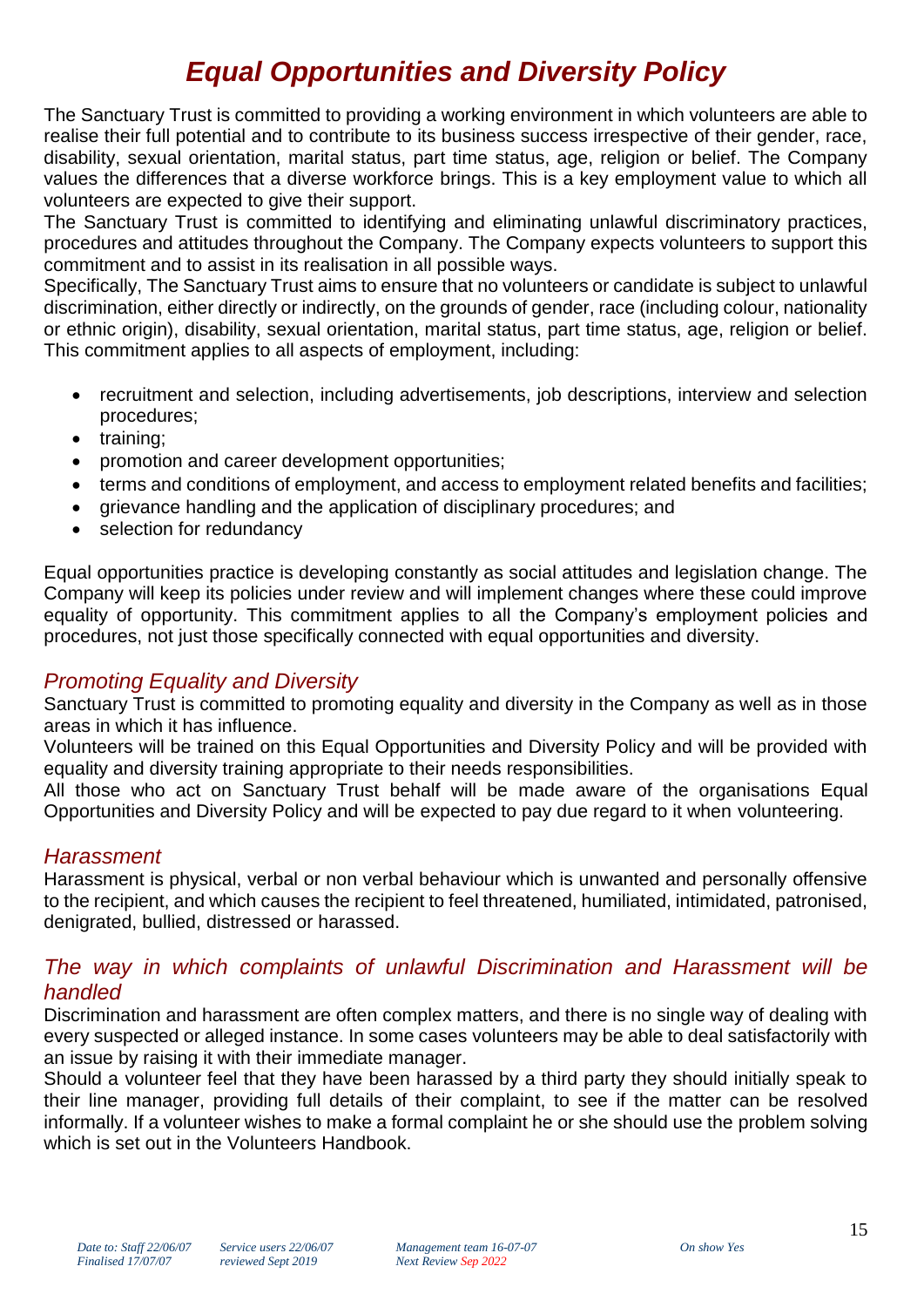# *Equal Opportunities and Diversity Policy*

The Sanctuary Trust is committed to providing a working environment in which volunteers are able to realise their full potential and to contribute to its business success irrespective of their gender, race, disability, sexual orientation, marital status, part time status, age, religion or belief. The Company values the differences that a diverse workforce brings. This is a key employment value to which all volunteers are expected to give their support.

The Sanctuary Trust is committed to identifying and eliminating unlawful discriminatory practices, procedures and attitudes throughout the Company. The Company expects volunteers to support this commitment and to assist in its realisation in all possible ways.

Specifically, The Sanctuary Trust aims to ensure that no volunteers or candidate is subject to unlawful discrimination, either directly or indirectly, on the grounds of gender, race (including colour, nationality or ethnic origin), disability, sexual orientation, marital status, part time status, age, religion or belief. This commitment applies to all aspects of employment, including:

- recruitment and selection, including advertisements, job descriptions, interview and selection procedures;
- training;
- promotion and career development opportunities;
- terms and conditions of employment, and access to employment related benefits and facilities;
- grievance handling and the application of disciplinary procedures; and
- selection for redundancy

Equal opportunities practice is developing constantly as social attitudes and legislation change. The Company will keep its policies under review and will implement changes where these could improve equality of opportunity. This commitment applies to all the Company's employment policies and procedures, not just those specifically connected with equal opportunities and diversity.

## *Promoting Equality and Diversity*

Sanctuary Trust is committed to promoting equality and diversity in the Company as well as in those areas in which it has influence.

Volunteers will be trained on this Equal Opportunities and Diversity Policy and will be provided with equality and diversity training appropriate to their needs responsibilities.

All those who act on Sanctuary Trust behalf will be made aware of the organisations Equal Opportunities and Diversity Policy and will be expected to pay due regard to it when volunteering.

## *Harassment*

Harassment is physical, verbal or non verbal behaviour which is unwanted and personally offensive to the recipient, and which causes the recipient to feel threatened, humiliated, intimidated, patronised, denigrated, bullied, distressed or harassed.

## *The way in which complaints of unlawful Discrimination and Harassment will be handled*

Discrimination and harassment are often complex matters, and there is no single way of dealing with every suspected or alleged instance. In some cases volunteers may be able to deal satisfactorily with an issue by raising it with their immediate manager.

Should a volunteer feel that they have been harassed by a third party they should initially speak to their line manager, providing full details of their complaint, to see if the matter can be resolved informally. If a volunteer wishes to make a formal complaint he or she should use the problem solving which is set out in the Volunteers Handbook.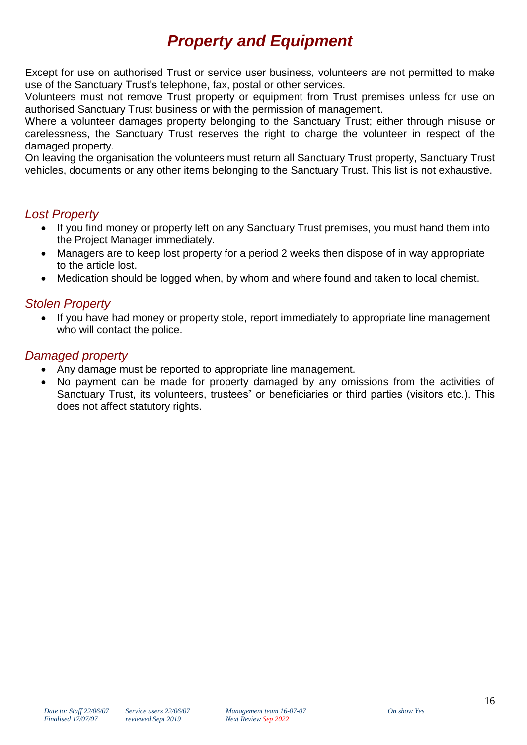# *Property and Equipment*

Except for use on authorised Trust or service user business, volunteers are not permitted to make use of the Sanctuary Trust's telephone, fax, postal or other services.
Volunteers must not remove Trust property or equipment from Trust premises unless for use on authorised Sanctuary Trust business or with the permission of management.
Where a volunteer damages property belonging to the Sanctuary Trust; either through misuse or carelessness, the Sanctuary Trust reserves the right to charge the volunteer in respect of the damaged property.
On leaving the organisation the volunteers must return all Sanctuary Trust property, Sanctuary Trust vehicles, documents or any other items belonging to the Sanctuary Trust. This list is not exhaustive.

## *Lost Property*

- If you find money or property left on any Sanctuary Trust premises, you must hand them into the Project Manager immediately.
- Managers are to keep lost property for a period 2 weeks then dispose of in way appropriate to the article lost.
- Medication should be logged when, by whom and where found and taken to local chemist.

## *Stolen Property*

- If you have had money or property stole, report immediately to appropriate line management who will contact the police.

## *Damaged property*

- Any damage must be reported to appropriate line management.
- No payment can be made for property damaged by any omissions from the activities of Sanctuary Trust, its volunteers, trustees" or beneficiaries or third parties (visitors etc.). This does not affect statutory rights.

*Date to: Staff 22/06/07 Finalised 17/07/07* *Service users 22/06/07 reviewed Sept 2019* *Management team 16-07-07 Next Review Sep 2022* *On show Yes*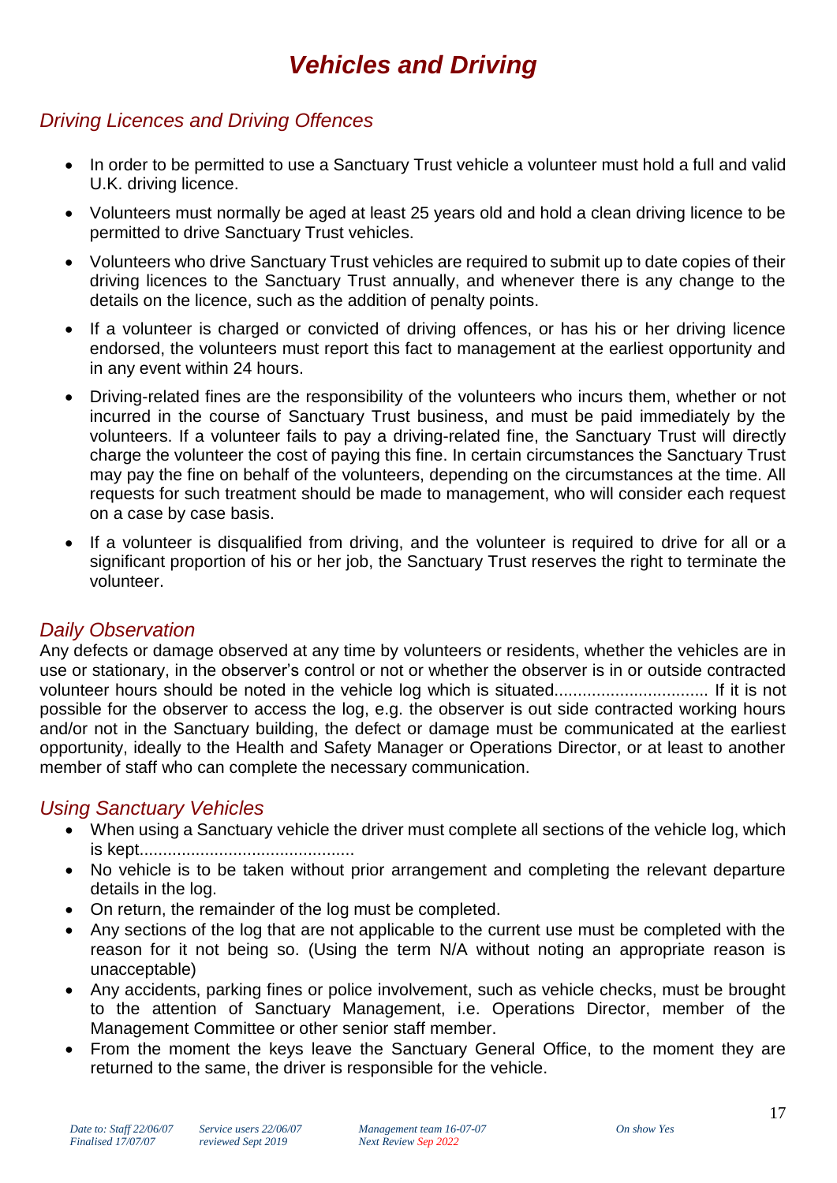# *Vehicles and Driving*

## *Driving Licences and Driving Offences*

- In order to be permitted to use a Sanctuary Trust vehicle a volunteer must hold a full and valid U.K. driving licence.
- Volunteers must normally be aged at least 25 years old and hold a clean driving licence to be permitted to drive Sanctuary Trust vehicles.
- Volunteers who drive Sanctuary Trust vehicles are required to submit up to date copies of their driving licences to the Sanctuary Trust annually, and whenever there is any change to the details on the licence, such as the addition of penalty points.
- If a volunteer is charged or convicted of driving offences, or has his or her driving licence endorsed, the volunteers must report this fact to management at the earliest opportunity and in any event within 24 hours.
- Driving-related fines are the responsibility of the volunteers who incurs them, whether or not incurred in the course of Sanctuary Trust business, and must be paid immediately by the volunteers. If a volunteer fails to pay a driving-related fine, the Sanctuary Trust will directly charge the volunteer the cost of paying this fine. In certain circumstances the Sanctuary Trust may pay the fine on behalf of the volunteers, depending on the circumstances at the time. All requests for such treatment should be made to management, who will consider each request on a case by case basis.
- If a volunteer is disqualified from driving, and the volunteer is required to drive for all or a significant proportion of his or her job, the Sanctuary Trust reserves the right to terminate the volunteer.

## *Daily Observation*

Any defects or damage observed at any time by volunteers or residents, whether the vehicles are in use or stationary, in the observer's control or not or whether the observer is in or outside contracted volunteer hours should be noted in the vehicle log which is situated................................ If it is not possible for the observer to access the log, e.g. the observer is out side contracted working hours and/or not in the Sanctuary building, the defect or damage must be communicated at the earliest opportunity, ideally to the Health and Safety Manager or Operations Director, or at least to another member of staff who can complete the necessary communication.

## *Using Sanctuary Vehicles*

- When using a Sanctuary vehicle the driver must complete all sections of the vehicle log, which is kept.............................................
- No vehicle is to be taken without prior arrangement and completing the relevant departure details in the log.
- On return, the remainder of the log must be completed.
- Any sections of the log that are not applicable to the current use must be completed with the reason for it not being so. (Using the term N/A without noting an appropriate reason is unacceptable)
- Any accidents, parking fines or police involvement, such as vehicle checks, must be brought to the attention of Sanctuary Management, i.e. Operations Director, member of the Management Committee or other senior staff member.
- From the moment the keys leave the Sanctuary General Office, to the moment they are returned to the same, the driver is responsible for the vehicle.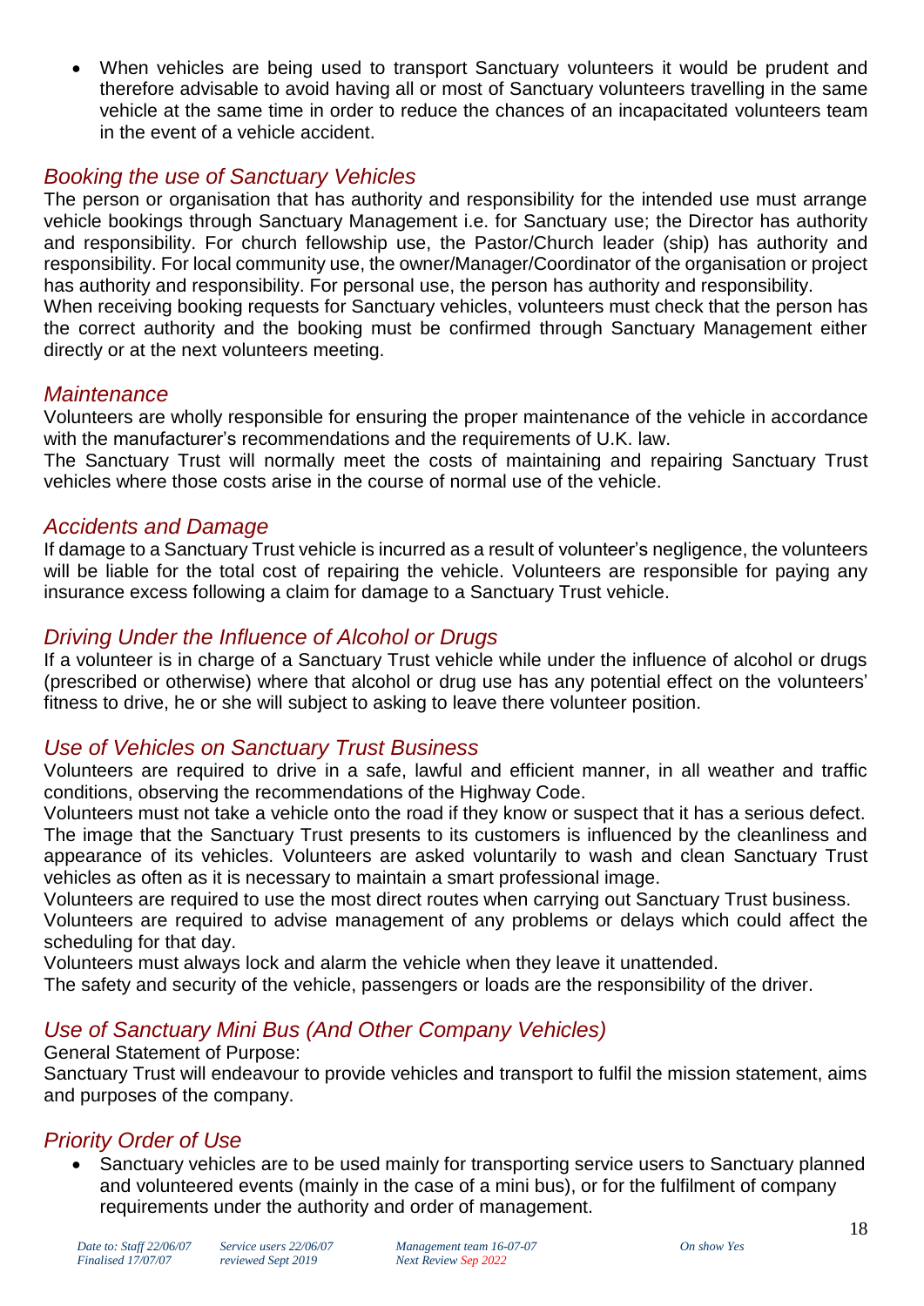- When vehicles are being used to transport Sanctuary volunteers it would be prudent and therefore advisable to avoid having all or most of Sanctuary volunteers travelling in the same vehicle at the same time in order to reduce the chances of an incapacitated volunteers team in the event of a vehicle accident.

## *Booking the use of Sanctuary Vehicles*

The person or organisation that has authority and responsibility for the intended use must arrange vehicle bookings through Sanctuary Management i.e. for Sanctuary use; the Director has authority and responsibility. For church fellowship use, the Pastor/Church leader (ship) has authority and responsibility. For local community use, the owner/Manager/Coordinator of the organisation or project has authority and responsibility. For personal use, the person has authority and responsibility.
When receiving booking requests for Sanctuary vehicles, volunteers must check that the person has the correct authority and the booking must be confirmed through Sanctuary Management either directly or at the next volunteers meeting.

## *Maintenance*

Volunteers are wholly responsible for ensuring the proper maintenance of the vehicle in accordance with the manufacturer's recommendations and the requirements of U.K. law.
The Sanctuary Trust will normally meet the costs of maintaining and repairing Sanctuary Trust vehicles where those costs arise in the course of normal use of the vehicle.

## *Accidents and Damage*

If damage to a Sanctuary Trust vehicle is incurred as a result of volunteer's negligence, the volunteers will be liable for the total cost of repairing the vehicle. Volunteers are responsible for paying any insurance excess following a claim for damage to a Sanctuary Trust vehicle.

## *Driving Under the Influence of Alcohol or Drugs*

If a volunteer is in charge of a Sanctuary Trust vehicle while under the influence of alcohol or drugs (prescribed or otherwise) where that alcohol or drug use has any potential effect on the volunteers' fitness to drive, he or she will subject to asking to leave there volunteer position.

## *Use of Vehicles on Sanctuary Trust Business*

Volunteers are required to drive in a safe, lawful and efficient manner, in all weather and traffic conditions, observing the recommendations of the Highway Code.
Volunteers must not take a vehicle onto the road if they know or suspect that it has a serious defect.
The image that the Sanctuary Trust presents to its customers is influenced by the cleanliness and appearance of its vehicles. Volunteers are asked voluntarily to wash and clean Sanctuary Trust vehicles as often as it is necessary to maintain a smart professional image.
Volunteers are required to use the most direct routes when carrying out Sanctuary Trust business.
Volunteers are required to advise management of any problems or delays which could affect the scheduling for that day.
Volunteers must always lock and alarm the vehicle when they leave it unattended.
The safety and security of the vehicle, passengers or loads are the responsibility of the driver.

## *Use of Sanctuary Mini Bus (And Other Company Vehicles)*

General Statement of Purpose:
Sanctuary Trust will endeavour to provide vehicles and transport to fulfil the mission statement, aims and purposes of the company.

## *Priority Order of Use*

- Sanctuary vehicles are to be used mainly for transporting service users to Sanctuary planned and volunteered events (mainly in the case of a mini bus), or for the fulfilment of company requirements under the authority and order of management.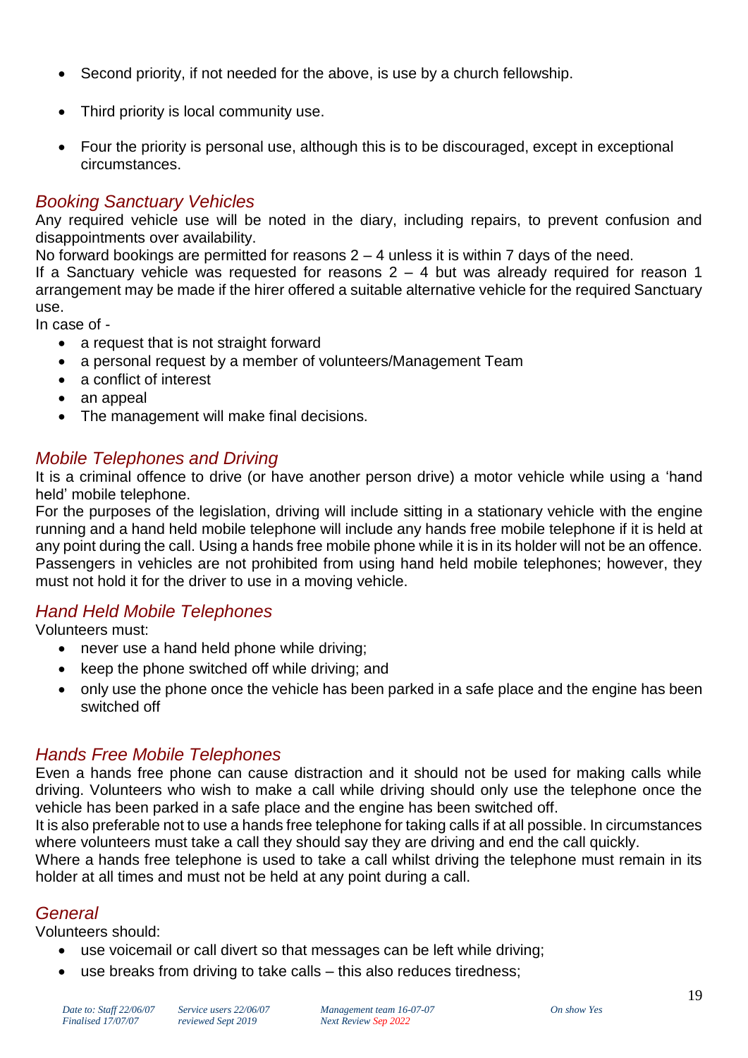- Second priority, if not needed for the above, is use by a church fellowship.
- Third priority is local community use.
- Four the priority is personal use, although this is to be discouraged, except in exceptional circumstances.

### *Booking Sanctuary Vehicles*

Any required vehicle use will be noted in the diary, including repairs, to prevent confusion and disappointments over availability.

No forward bookings are permitted for reasons 2 – 4 unless it is within 7 days of the need.

If a Sanctuary vehicle was requested for reasons 2 – 4 but was already required for reason 1 arrangement may be made if the hirer offered a suitable alternative vehicle for the required Sanctuary use.

In case of -

- a request that is not straight forward
- a personal request by a member of volunteers/Management Team
- a conflict of interest
- an appeal
- The management will make final decisions.

### *Mobile Telephones and Driving*

It is a criminal offence to drive (or have another person drive) a motor vehicle while using a 'hand held' mobile telephone.

For the purposes of the legislation, driving will include sitting in a stationary vehicle with the engine running and a hand held mobile telephone will include any hands free mobile telephone if it is held at any point during the call. Using a hands free mobile phone while it is in its holder will not be an offence. Passengers in vehicles are not prohibited from using hand held mobile telephones; however, they must not hold it for the driver to use in a moving vehicle.

### *Hand Held Mobile Telephones*

Volunteers must:

- never use a hand held phone while driving;
- keep the phone switched off while driving; and
- only use the phone once the vehicle has been parked in a safe place and the engine has been switched off

### *Hands Free Mobile Telephones*

Even a hands free phone can cause distraction and it should not be used for making calls while driving. Volunteers who wish to make a call while driving should only use the telephone once the vehicle has been parked in a safe place and the engine has been switched off.

It is also preferable not to use a hands free telephone for taking calls if at all possible. In circumstances where volunteers must take a call they should say they are driving and end the call quickly.

Where a hands free telephone is used to take a call whilst driving the telephone must remain in its holder at all times and must not be held at any point during a call.

### *General*

Volunteers should:

- use voicemail or call divert so that messages can be left while driving;
- use breaks from driving to take calls – this also reduces tiredness;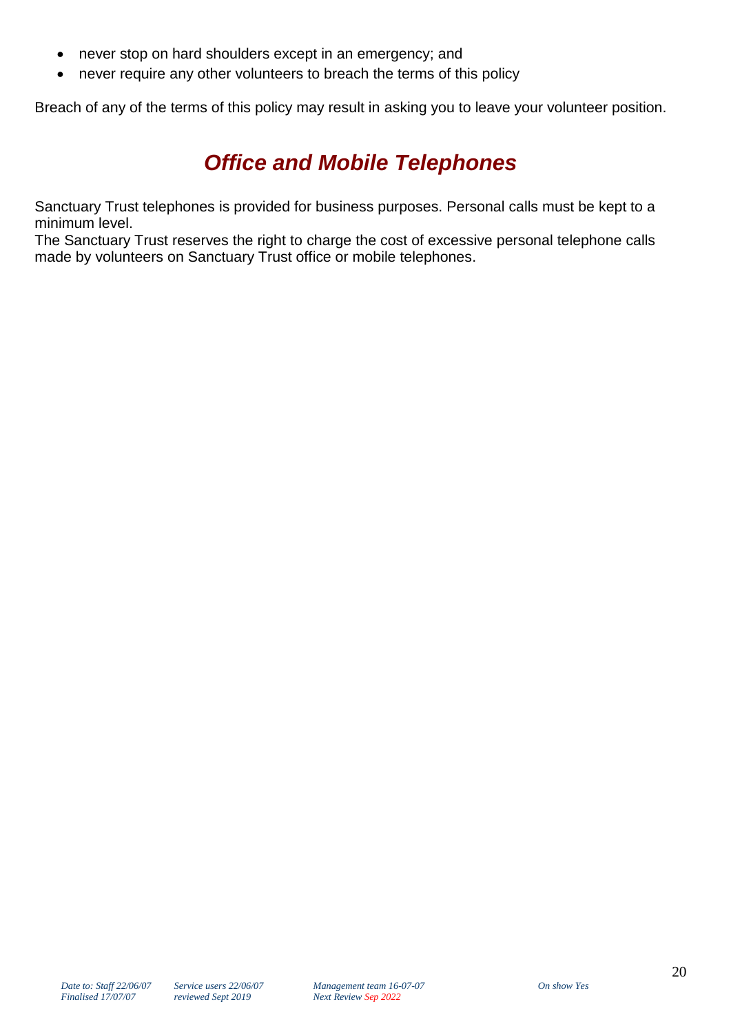- never stop on hard shoulders except in an emergency; and
- never require any other volunteers to breach the terms of this policy

Breach of any of the terms of this policy may result in asking you to leave your volunteer position.

## *Office and Mobile Telephones*

Sanctuary Trust telephones is provided for business purposes. Personal calls must be kept to a minimum level.
The Sanctuary Trust reserves the right to charge the cost of excessive personal telephone calls made by volunteers on Sanctuary Trust office or mobile telephones.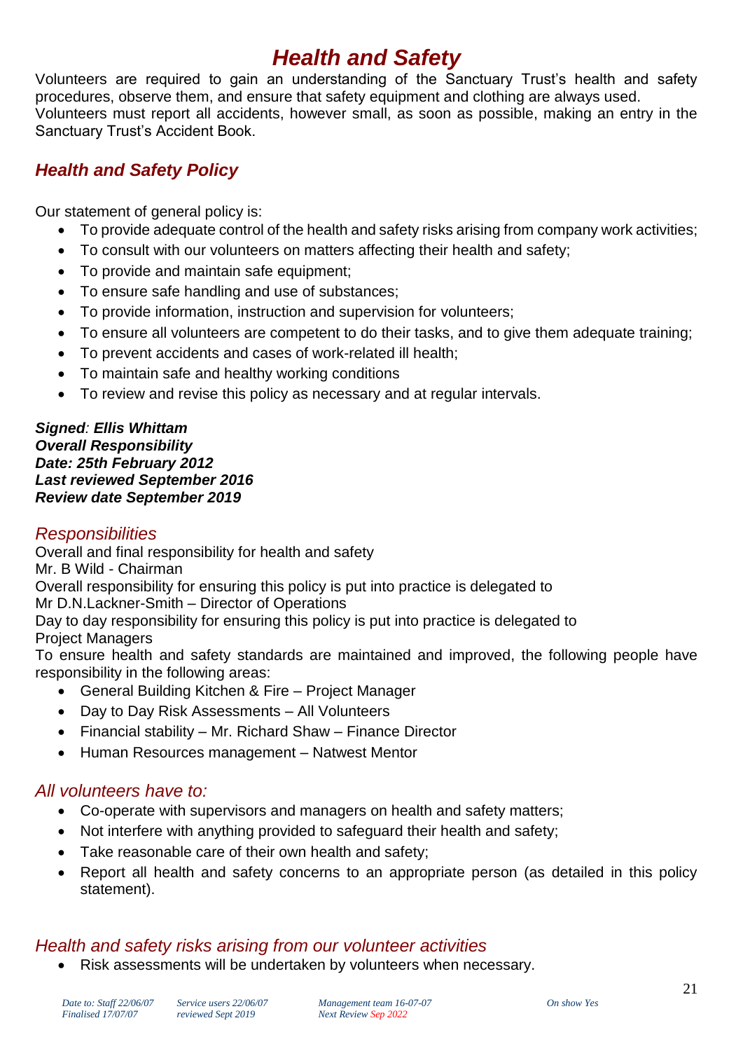# *Health and Safety*

Volunteers are required to gain an understanding of the Sanctuary Trust's health and safety procedures, observe them, and ensure that safety equipment and clothing are always used.
Volunteers must report all accidents, however small, as soon as possible, making an entry in the Sanctuary Trust's Accident Book.

## *Health and Safety Policy*

Our statement of general policy is:

- To provide adequate control of the health and safety risks arising from company work activities;
- To consult with our volunteers on matters affecting their health and safety;
- To provide and maintain safe equipment;
- To ensure safe handling and use of substances;
- To provide information, instruction and supervision for volunteers;
- To ensure all volunteers are competent to do their tasks, and to give them adequate training;
- To prevent accidents and cases of work-related ill health;
- To maintain safe and healthy working conditions
- To review and revise this policy as necessary and at regular intervals.

***Signed: Ellis Whittam***
***Overall Responsibility***
***Date: 25th February 2012***
***Last reviewed September 2016***
***Review date September 2019***

### *Responsibilities*

Overall and final responsibility for health and safety
Mr. B Wild - Chairman
Overall responsibility for ensuring this policy is put into practice is delegated to
Mr D.N.Lackner-Smith – Director of Operations
Day to day responsibility for ensuring this policy is put into practice is delegated to
Project Managers
To ensure health and safety standards are maintained and improved, the following people have responsibility in the following areas:

- General Building Kitchen & Fire – Project Manager
- Day to Day Risk Assessments – All Volunteers
- Financial stability – Mr. Richard Shaw – Finance Director
- Human Resources management – Natwest Mentor

### *All volunteers have to:*

- Co-operate with supervisors and managers on health and safety matters;
- Not interfere with anything provided to safeguard their health and safety;
- Take reasonable care of their own health and safety;
- Report all health and safety concerns to an appropriate person (as detailed in this policy statement).

### *Health and safety risks arising from our volunteer activities*

- Risk assessments will be undertaken by volunteers when necessary.

*Date to: Staff 22/06/07 Finalised 17/07/07* *Service users 22/06/07 reviewed Sept 2019* *Management team 16-07-07 Next Review Sep 2022* *On show Yes*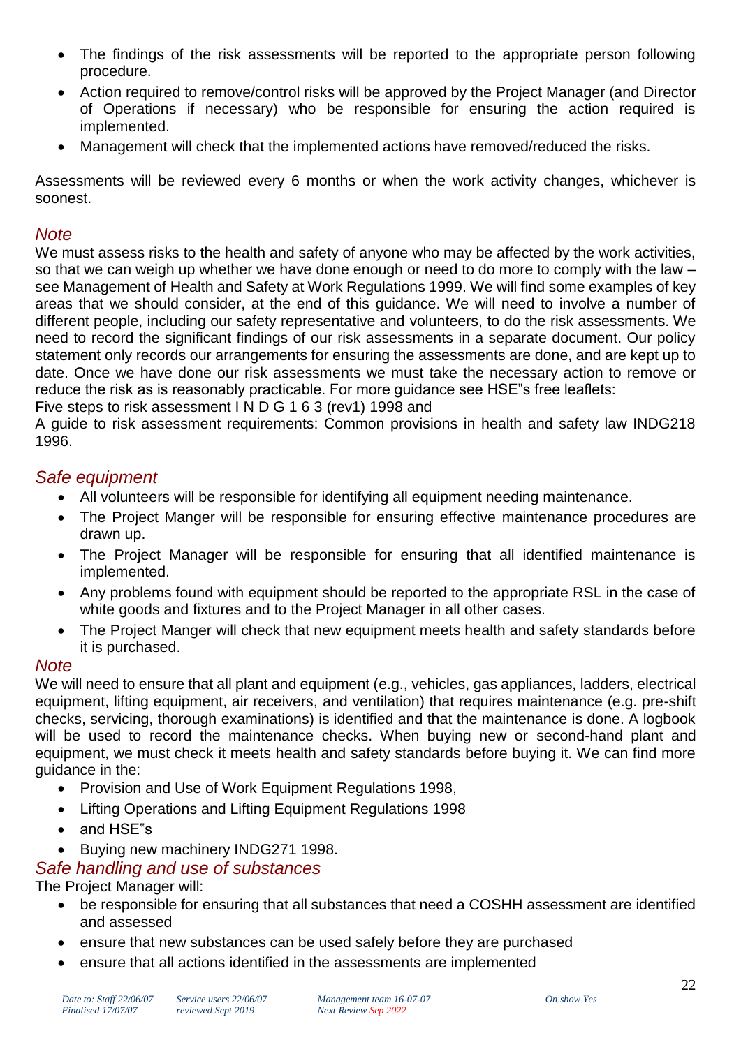- The findings of the risk assessments will be reported to the appropriate person following procedure.
- Action required to remove/control risks will be approved by the Project Manager (and Director of Operations if necessary) who be responsible for ensuring the action required is implemented.
- Management will check that the implemented actions have removed/reduced the risks.

Assessments will be reviewed every 6 months or when the work activity changes, whichever is soonest.

### *Note*

We must assess risks to the health and safety of anyone who may be affected by the work activities, so that we can weigh up whether we have done enough or need to do more to comply with the law – see Management of Health and Safety at Work Regulations 1999. We will find some examples of key areas that we should consider, at the end of this guidance. We will need to involve a number of different people, including our safety representative and volunteers, to do the risk assessments. We need to record the significant findings of our risk assessments in a separate document. Our policy statement only records our arrangements for ensuring the assessments are done, and are kept up to date. Once we have done our risk assessments we must take the necessary action to remove or reduce the risk as is reasonably practicable. For more guidance see HSE"s free leaflets:
Five steps to risk assessment I N D G 1 6 3 (rev1) 1998 and
A guide to risk assessment requirements: Common provisions in health and safety law INDG218 1996.

### *Safe equipment*

- All volunteers will be responsible for identifying all equipment needing maintenance.
- The Project Manger will be responsible for ensuring effective maintenance procedures are drawn up.
- The Project Manager will be responsible for ensuring that all identified maintenance is implemented.
- Any problems found with equipment should be reported to the appropriate RSL in the case of white goods and fixtures and to the Project Manager in all other cases.
- The Project Manger will check that new equipment meets health and safety standards before it is purchased.

### *Note*

We will need to ensure that all plant and equipment (e.g., vehicles, gas appliances, ladders, electrical equipment, lifting equipment, air receivers, and ventilation) that requires maintenance (e.g. pre-shift checks, servicing, thorough examinations) is identified and that the maintenance is done. A logbook will be used to record the maintenance checks. When buying new or second-hand plant and equipment, we must check it meets health and safety standards before buying it. We can find more guidance in the:

- Provision and Use of Work Equipment Regulations 1998,
- Lifting Operations and Lifting Equipment Regulations 1998
- and HSE"s
- Buying new machinery INDG271 1998.

### *Safe handling and use of substances*

The Project Manager will:

- be responsible for ensuring that all substances that need a COSHH assessment are identified and assessed
- ensure that new substances can be used safely before they are purchased
- ensure that all actions identified in the assessments are implemented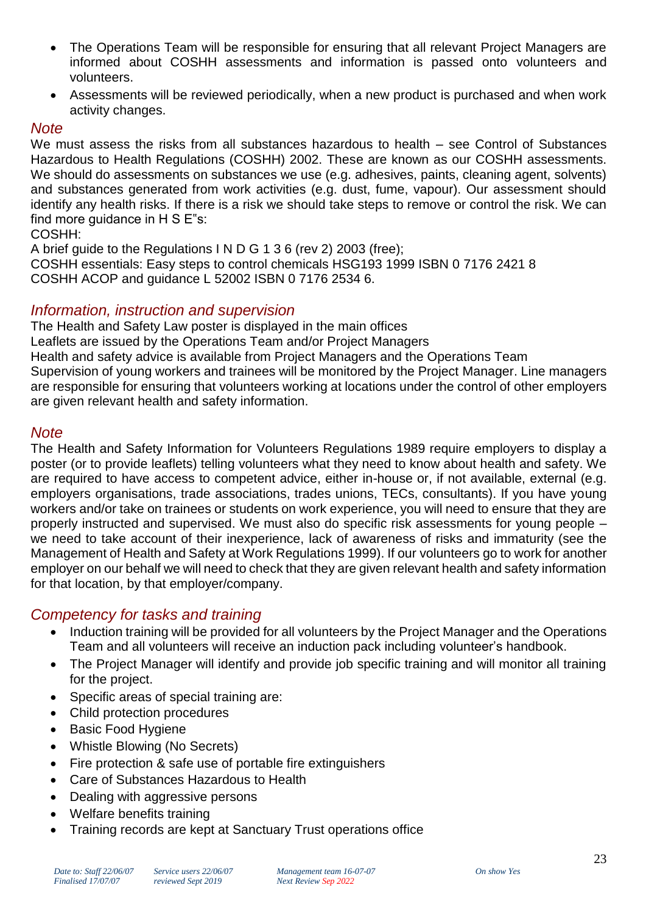- The Operations Team will be responsible for ensuring that all relevant Project Managers are informed about COSHH assessments and information is passed onto volunteers and volunteers.
- Assessments will be reviewed periodically, when a new product is purchased and when work activity changes.

### *Note*

We must assess the risks from all substances hazardous to health – see Control of Substances Hazardous to Health Regulations (COSHH) 2002. These are known as our COSHH assessments. We should do assessments on substances we use (e.g. adhesives, paints, cleaning agent, solvents) and substances generated from work activities (e.g. dust, fume, vapour). Our assessment should identify any health risks. If there is a risk we should take steps to remove or control the risk. We can find more guidance in H S E"s:

COSHH:

A brief guide to the Regulations I N D G 1 3 6 (rev 2) 2003 (free);

COSHH essentials: Easy steps to control chemicals HSG193 1999 ISBN 0 7176 2421 8

COSHH ACOP and guidance L 52002 ISBN 0 7176 2534 6.

## *Information, instruction and supervision*

The Health and Safety Law poster is displayed in the main offices

Leaflets are issued by the Operations Team and/or Project Managers

Health and safety advice is available from Project Managers and the Operations Team

Supervision of young workers and trainees will be monitored by the Project Manager. Line managers are responsible for ensuring that volunteers working at locations under the control of other employers are given relevant health and safety information.

### *Note*

The Health and Safety Information for Volunteers Regulations 1989 require employers to display a poster (or to provide leaflets) telling volunteers what they need to know about health and safety. We are required to have access to competent advice, either in-house or, if not available, external (e.g. employers organisations, trade associations, trades unions, TECs, consultants). If you have young workers and/or take on trainees or students on work experience, you will need to ensure that they are properly instructed and supervised. We must also do specific risk assessments for young people – we need to take account of their inexperience, lack of awareness of risks and immaturity (see the Management of Health and Safety at Work Regulations 1999). If our volunteers go to work for another employer on our behalf we will need to check that they are given relevant health and safety information for that location, by that employer/company.

## *Competency for tasks and training*

- Induction training will be provided for all volunteers by the Project Manager and the Operations Team and all volunteers will receive an induction pack including volunteer's handbook.
- The Project Manager will identify and provide job specific training and will monitor all training for the project.
- Specific areas of special training are:
- Child protection procedures
- Basic Food Hygiene
- Whistle Blowing (No Secrets)
- Fire protection & safe use of portable fire extinguishers
- Care of Substances Hazardous to Health
- Dealing with aggressive persons
- Welfare benefits training
- Training records are kept at Sanctuary Trust operations office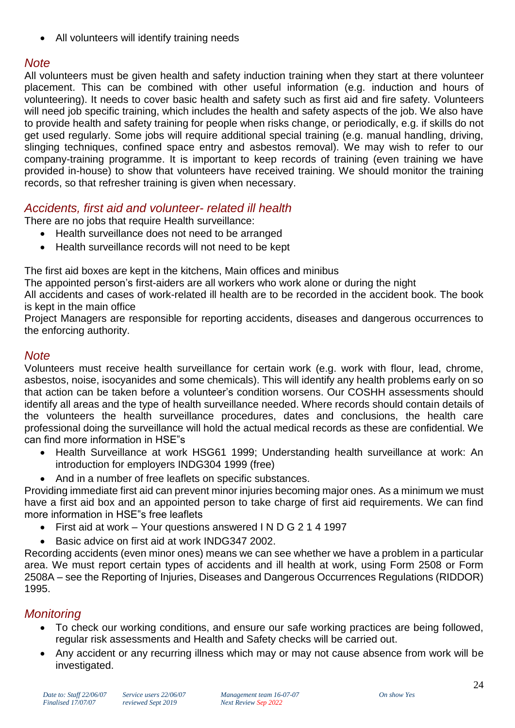- All volunteers will identify training needs

## *Note*

All volunteers must be given health and safety induction training when they start at there volunteer placement. This can be combined with other useful information (e.g. induction and hours of volunteering). It needs to cover basic health and safety such as first aid and fire safety. Volunteers will need job specific training, which includes the health and safety aspects of the job. We also have to provide health and safety training for people when risks change, or periodically, e.g. if skills do not get used regularly. Some jobs will require additional special training (e.g. manual handling, driving, slinging techniques, confined space entry and asbestos removal). We may wish to refer to our company-training programme. It is important to keep records of training (even training we have provided in-house) to show that volunteers have received training. We should monitor the training records, so that refresher training is given when necessary.

## *Accidents, first aid and volunteer- related ill health*

There are no jobs that require Health surveillance:

- Health surveillance does not need to be arranged
- Health surveillance records will not need to be kept

The first aid boxes are kept in the kitchens, Main offices and minibus

The appointed person's first-aiders are all workers who work alone or during the night

All accidents and cases of work-related ill health are to be recorded in the accident book. The book is kept in the main office

Project Managers are responsible for reporting accidents, diseases and dangerous occurrences to the enforcing authority.

## *Note*

Volunteers must receive health surveillance for certain work (e.g. work with flour, lead, chrome, asbestos, noise, isocyanides and some chemicals). This will identify any health problems early on so that action can be taken before a volunteer's condition worsens. Our COSHH assessments should identify all areas and the type of health surveillance needed. Where records should contain details of the volunteers the health surveillance procedures, dates and conclusions, the health care professional doing the surveillance will hold the actual medical records as these are confidential. We can find more information in HSE"s

- Health Surveillance at work HSG61 1999; Understanding health surveillance at work: An introduction for employers INDG304 1999 (free)
- And in a number of free leaflets on specific substances.

Providing immediate first aid can prevent minor injuries becoming major ones. As a minimum we must have a first aid box and an appointed person to take charge of first aid requirements. We can find more information in HSE"s free leaflets

- First aid at work – Your questions answered I N D G 2 1 4 1997
- Basic advice on first aid at work INDG347 2002.

Recording accidents (even minor ones) means we can see whether we have a problem in a particular area. We must report certain types of accidents and ill health at work, using Form 2508 or Form 2508A – see the Reporting of Injuries, Diseases and Dangerous Occurrences Regulations (RIDDOR) 1995.

## *Monitoring*

- To check our working conditions, and ensure our safe working practices are being followed, regular risk assessments and Health and Safety checks will be carried out.
- Any accident or any recurring illness which may or may not cause absence from work will be investigated.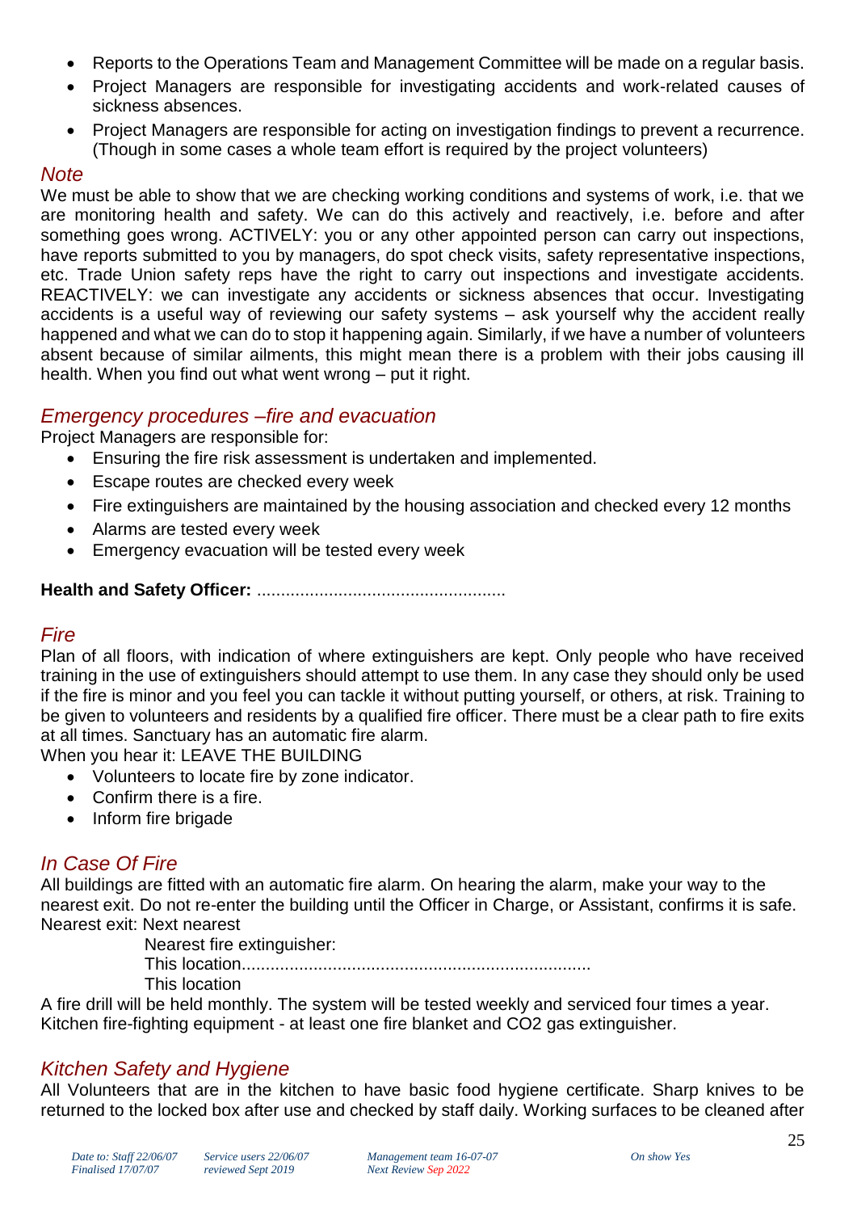- Reports to the Operations Team and Management Committee will be made on a regular basis.
- Project Managers are responsible for investigating accidents and work-related causes of sickness absences.
- Project Managers are responsible for acting on investigation findings to prevent a recurrence. (Though in some cases a whole team effort is required by the project volunteers)

### *Note*

We must be able to show that we are checking working conditions and systems of work, i.e. that we are monitoring health and safety. We can do this actively and reactively, i.e. before and after something goes wrong. ACTIVELY: you or any other appointed person can carry out inspections, have reports submitted to you by managers, do spot check visits, safety representative inspections, etc. Trade Union safety reps have the right to carry out inspections and investigate accidents. REACTIVELY: we can investigate any accidents or sickness absences that occur. Investigating accidents is a useful way of reviewing our safety systems – ask yourself why the accident really happened and what we can do to stop it happening again. Similarly, if we have a number of volunteers absent because of similar ailments, this might mean there is a problem with their jobs causing ill health. When you find out what went wrong – put it right.

### *Emergency procedures –fire and evacuation*

Project Managers are responsible for:

- Ensuring the fire risk assessment is undertaken and implemented.
- Escape routes are checked every week
- Fire extinguishers are maintained by the housing association and checked every 12 months
- Alarms are tested every week
- Emergency evacuation will be tested every week

**Health and Safety Officer:** ...................................................

### *Fire*

Plan of all floors, with indication of where extinguishers are kept. Only people who have received training in the use of extinguishers should attempt to use them. In any case they should only be used if the fire is minor and you feel you can tackle it without putting yourself, or others, at risk. Training to be given to volunteers and residents by a qualified fire officer. There must be a clear path to fire exits at all times. Sanctuary has an automatic fire alarm.

When you hear it: LEAVE THE BUILDING

- Volunteers to locate fire by zone indicator.
- Confirm there is a fire.
- Inform fire brigade

### *In Case Of Fire*

All buildings are fitted with an automatic fire alarm. On hearing the alarm, make your way to the nearest exit. Do not re-enter the building until the Officer in Charge, or Assistant, confirms it is safe.

Nearest exit: Next nearest

Nearest fire extinguisher:

This location.........................................................................

This location

A fire drill will be held monthly. The system will be tested weekly and serviced four times a year. Kitchen fire-fighting equipment - at least one fire blanket and $CO_2$ gas extinguisher.

### *Kitchen Safety and Hygiene*

All Volunteers that are in the kitchen to have basic food hygiene certificate. Sharp knives to be returned to the locked box after use and checked by staff daily. Working surfaces to be cleaned after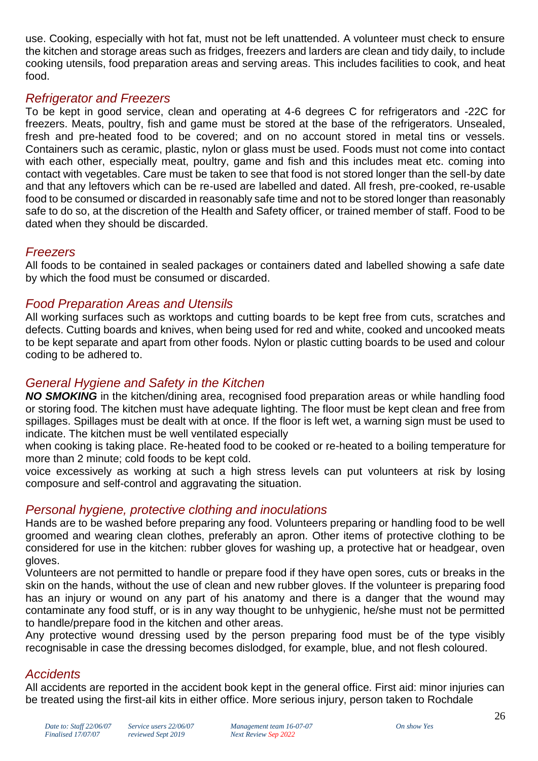use. Cooking, especially with hot fat, must not be left unattended. A volunteer must check to ensure the kitchen and storage areas such as fridges, freezers and larders are clean and tidy daily, to include cooking utensils, food preparation areas and serving areas. This includes facilities to cook, and heat food.

### *Refrigerator and Freezers*

To be kept in good service, clean and operating at 4-6 degrees C for refrigerators and -22C for freezers. Meats, poultry, fish and game must be stored at the base of the refrigerators. Unsealed, fresh and pre-heated food to be covered; and on no account stored in metal tins or vessels. Containers such as ceramic, plastic, nylon or glass must be used. Foods must not come into contact with each other, especially meat, poultry, game and fish and this includes meat etc. coming into contact with vegetables. Care must be taken to see that food is not stored longer than the sell-by date and that any leftovers which can be re-used are labelled and dated. All fresh, pre-cooked, re-usable food to be consumed or discarded in reasonably safe time and not to be stored longer than reasonably safe to do so, at the discretion of the Health and Safety officer, or trained member of staff. Food to be dated when they should be discarded.

### *Freezers*

All foods to be contained in sealed packages or containers dated and labelled showing a safe date by which the food must be consumed or discarded.

### *Food Preparation Areas and Utensils*

All working surfaces such as worktops and cutting boards to be kept free from cuts, scratches and defects. Cutting boards and knives, when being used for red and white, cooked and uncooked meats to be kept separate and apart from other foods. Nylon or plastic cutting boards to be used and colour coding to be adhered to.

### *General Hygiene and Safety in the Kitchen*

***NO SMOKING*** in the kitchen/dining area, recognised food preparation areas or while handling food or storing food. The kitchen must have adequate lighting. The floor must be kept clean and free from spillages. Spillages must be dealt with at once. If the floor is left wet, a warning sign must be used to indicate. The kitchen must be well ventilated especially
when cooking is taking place. Re-heated food to be cooked or re-heated to a boiling temperature for more than 2 minute; cold foods to be kept cold.
voice excessively as working at such a high stress levels can put volunteers at risk by losing composure and self-control and aggravating the situation.

### *Personal hygiene, protective clothing and inoculations*

Hands are to be washed before preparing any food. Volunteers preparing or handling food to be well groomed and wearing clean clothes, preferably an apron. Other items of protective clothing to be considered for use in the kitchen: rubber gloves for washing up, a protective hat or headgear, oven gloves.
Volunteers are not permitted to handle or prepare food if they have open sores, cuts or breaks in the skin on the hands, without the use of clean and new rubber gloves. If the volunteer is preparing food has an injury or wound on any part of his anatomy and there is a danger that the wound may contaminate any food stuff, or is in any way thought to be unhygienic, he/she must not be permitted to handle/prepare food in the kitchen and other areas.
Any protective wound dressing used by the person preparing food must be of the type visibly recognisable in case the dressing becomes dislodged, for example, blue, and not flesh coloured.

### *Accidents*

All accidents are reported in the accident book kept in the general office. First aid: minor injuries can be treated using the first-ail kits in either office. More serious injury, person taken to Rochdale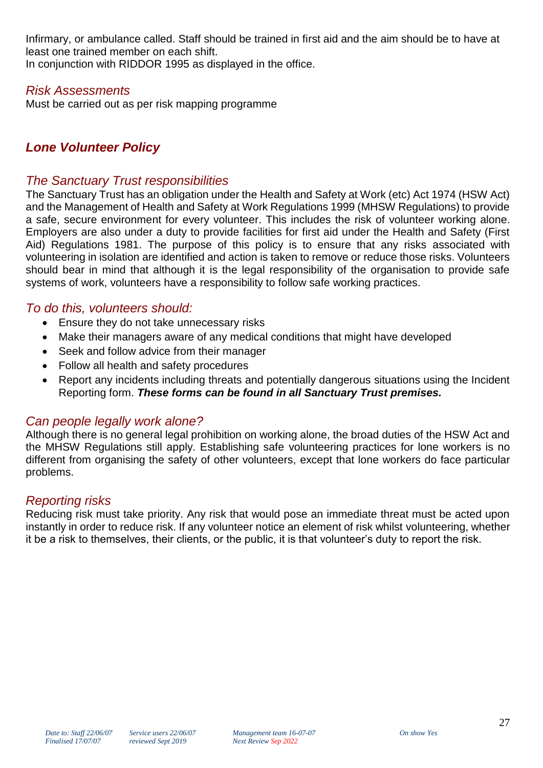Infirmary, or ambulance called. Staff should be trained in first aid and the aim should be to have at least one trained member on each shift.
In conjunction with RIDDOR 1995 as displayed in the office.

### *Risk Assessments*

Must be carried out as per risk mapping programme

## ***Lone Volunteer Policy***

### *The Sanctuary Trust responsibilities*

The Sanctuary Trust has an obligation under the Health and Safety at Work (etc) Act 1974 (HSW Act) and the Management of Health and Safety at Work Regulations 1999 (MHSW Regulations) to provide a safe, secure environment for every volunteer. This includes the risk of volunteer working alone. Employers are also under a duty to provide facilities for first aid under the Health and Safety (First Aid) Regulations 1981. The purpose of this policy is to ensure that any risks associated with volunteering in isolation are identified and action is taken to remove or reduce those risks. Volunteers should bear in mind that although it is the legal responsibility of the organisation to provide safe systems of work, volunteers have a responsibility to follow safe working practices.

### *To do this, volunteers should:*

- Ensure they do not take unnecessary risks
- Make their managers aware of any medical conditions that might have developed
- Seek and follow advice from their manager
- Follow all health and safety procedures
- Report any incidents including threats and potentially dangerous situations using the Incident Reporting form. ***These forms can be found in all Sanctuary Trust premises.***

### *Can people legally work alone?*

Although there is no general legal prohibition on working alone, the broad duties of the HSW Act and the MHSW Regulations still apply. Establishing safe volunteering practices for lone workers is no different from organising the safety of other volunteers, except that lone workers do face particular problems.

### *Reporting risks*

Reducing risk must take priority. Any risk that would pose an immediate threat must be acted upon instantly in order to reduce risk. If any volunteer notice an element of risk whilst volunteering, whether it be a risk to themselves, their clients, or the public, it is that volunteer's duty to report the risk.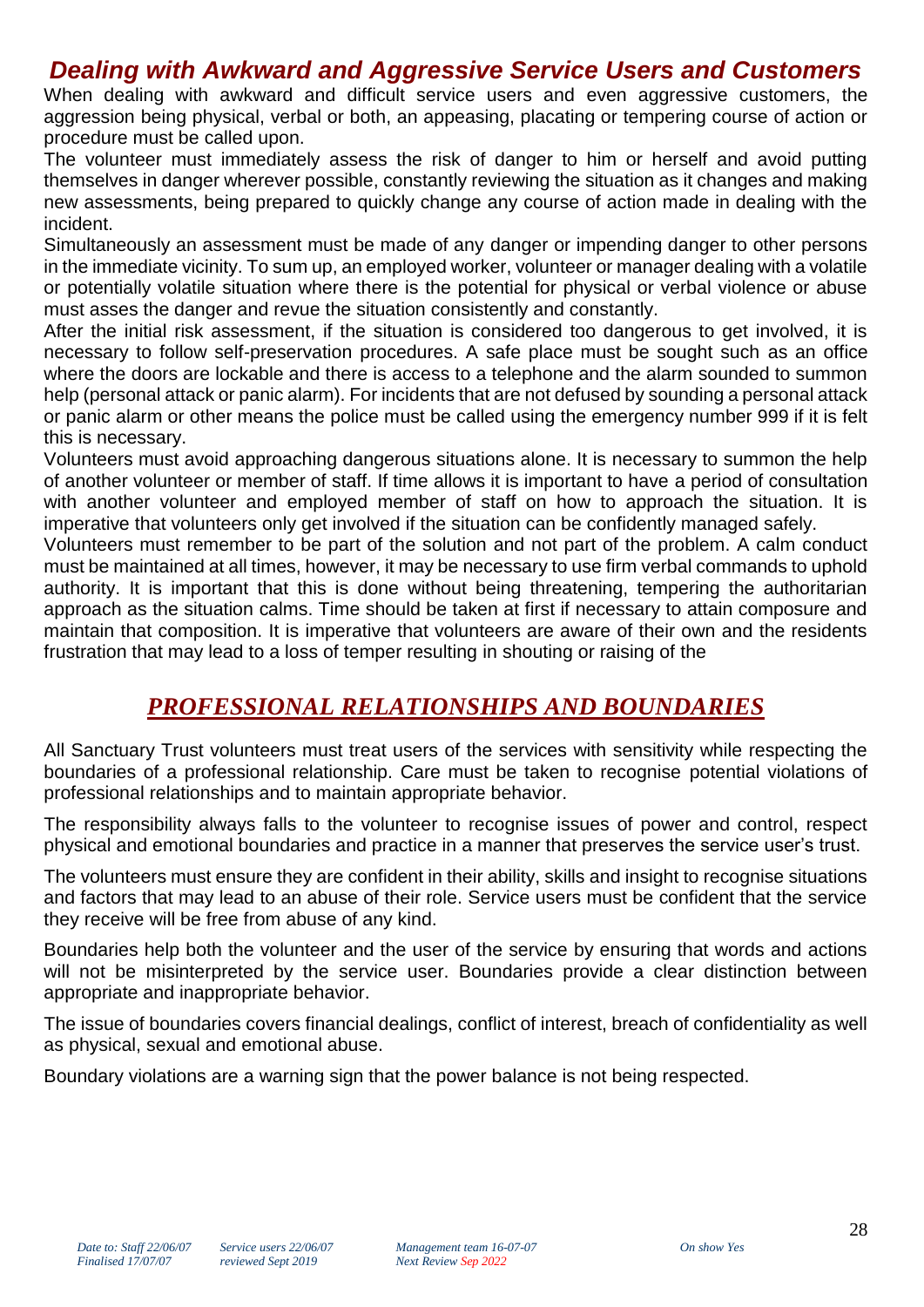## *Dealing with Awkward and Aggressive Service Users and Customers*

When dealing with awkward and difficult service users and even aggressive customers, the aggression being physical, verbal or both, an appeasing, placating or tempering course of action or procedure must be called upon.

The volunteer must immediately assess the risk of danger to him or herself and avoid putting themselves in danger wherever possible, constantly reviewing the situation as it changes and making new assessments, being prepared to quickly change any course of action made in dealing with the incident.

Simultaneously an assessment must be made of any danger or impending danger to other persons in the immediate vicinity. To sum up, an employed worker, volunteer or manager dealing with a volatile or potentially volatile situation where there is the potential for physical or verbal violence or abuse must asses the danger and revue the situation consistently and constantly.

After the initial risk assessment, if the situation is considered too dangerous to get involved, it is necessary to follow self-preservation procedures. A safe place must be sought such as an office where the doors are lockable and there is access to a telephone and the alarm sounded to summon help (personal attack or panic alarm). For incidents that are not defused by sounding a personal attack or panic alarm or other means the police must be called using the emergency number 999 if it is felt this is necessary.

Volunteers must avoid approaching dangerous situations alone. It is necessary to summon the help of another volunteer or member of staff. If time allows it is important to have a period of consultation with another volunteer and employed member of staff on how to approach the situation. It is imperative that volunteers only get involved if the situation can be confidently managed safely.

Volunteers must remember to be part of the solution and not part of the problem. A calm conduct must be maintained at all times, however, it may be necessary to use firm verbal commands to uphold authority. It is important that this is done without being threatening, tempering the authoritarian approach as the situation calms. Time should be taken at first if necessary to attain composure and maintain that composition. It is imperative that volunteers are aware of their own and the residents frustration that may lead to a loss of temper resulting in shouting or raising of the

## *PROFESSIONAL RELATIONSHIPS AND BOUNDARIES*

All Sanctuary Trust volunteers must treat users of the services with sensitivity while respecting the boundaries of a professional relationship. Care must be taken to recognise potential violations of professional relationships and to maintain appropriate behavior.

The responsibility always falls to the volunteer to recognise issues of power and control, respect physical and emotional boundaries and practice in a manner that preserves the service user's trust.

The volunteers must ensure they are confident in their ability, skills and insight to recognise situations and factors that may lead to an abuse of their role. Service users must be confident that the service they receive will be free from abuse of any kind.

Boundaries help both the volunteer and the user of the service by ensuring that words and actions will not be misinterpreted by the service user. Boundaries provide a clear distinction between appropriate and inappropriate behavior.

The issue of boundaries covers financial dealings, conflict of interest, breach of confidentiality as well as physical, sexual and emotional abuse.

Boundary violations are a warning sign that the power balance is not being respected.

*Date to: Staff 22/06/07* *Service users 22/06/07* *Management team 16-07-07* *On show Yes*
*Finalised 17/07/07* *reviewed Sept 2019* *Next Review Sep 2022*